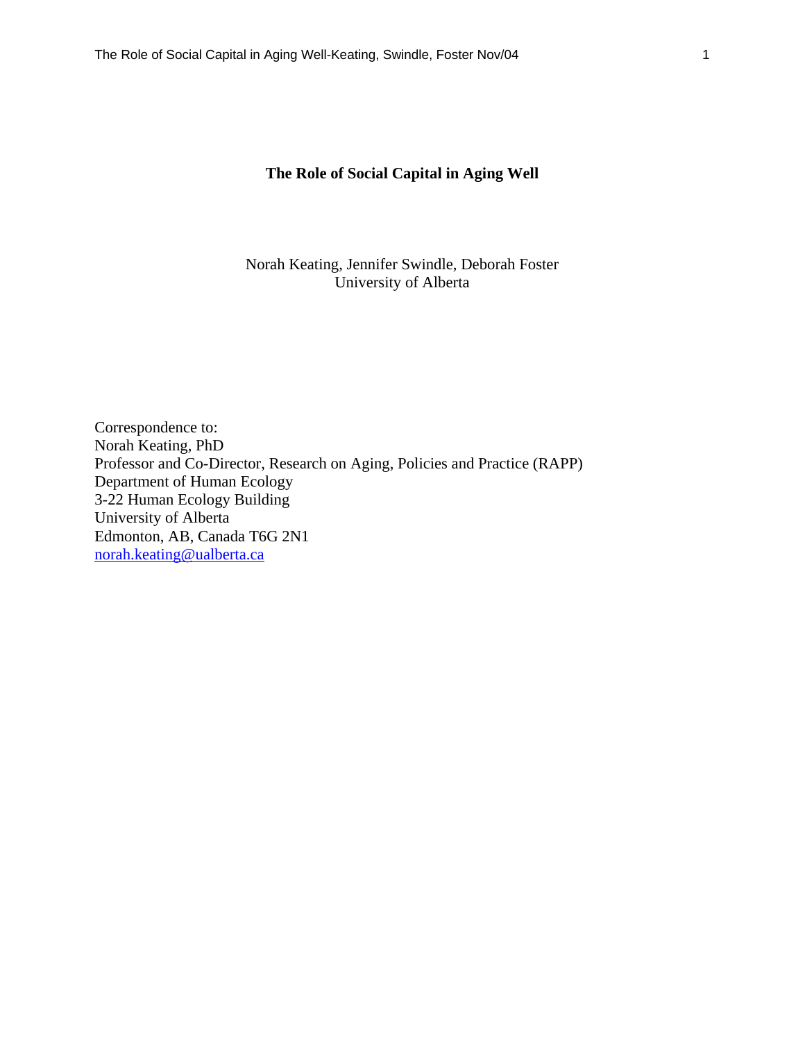# The Role of Social Capital in Aging Well

Norah Keating, Jennifer Swindle, Deborah Foster
University of Alberta

Correspondence to:
Norah Keating, PhD
Professor and Co-Director, Research on Aging, Policies and Practice (RAPP)
Department of Human Ecology
3-22 Human Ecology Building
University of Alberta
Edmonton, AB, Canada T6G 2N1
norah.keating@ualberta.ca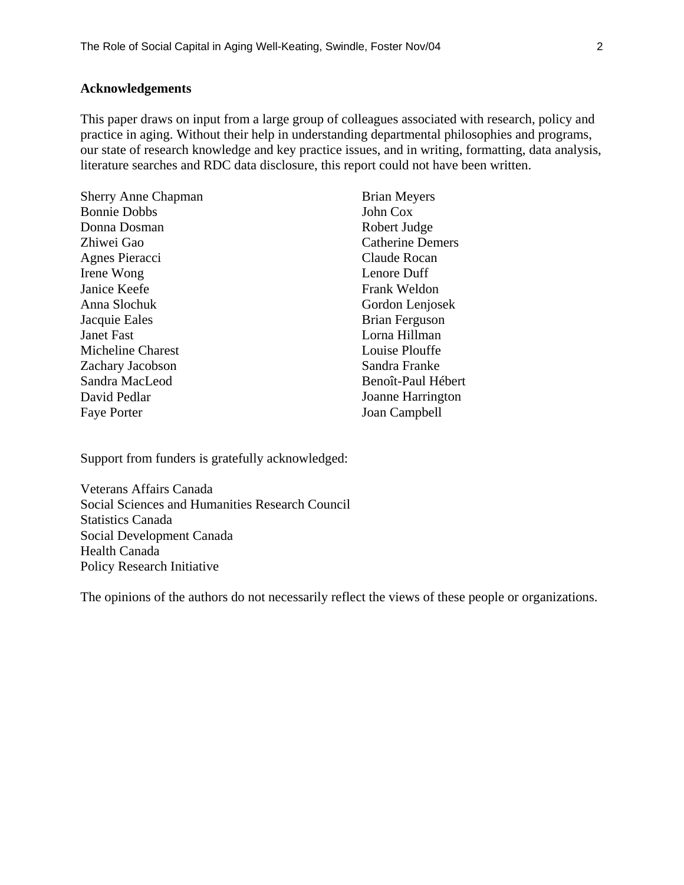## Acknowledgements

This paper draws on input from a large group of colleagues associated with research, policy and practice in aging. Without their help in understanding departmental philosophies and programs, our state of research knowledge and key practice issues, and in writing, formatting, data analysis, literature searches and RDC data disclosure, this report could not have been written.

Sherry Anne Chapman
Bonnie Dobbs
Donna Dosman
Zhiwei Gao
Agnes Pieracci
Irene Wong
Janice Keefe
Anna Slochuk
Jacquie Eales
Janet Fast
Micheline Charest
Zachary Jacobson
Sandra MacLeod
David Pedlar
Faye Porter
Brian Meyers
John Cox
Robert Judge
Catherine Demers
Claude Rocan
Lenore Duff
Frank Weldon
Gordon Lenjosek
Brian Ferguson
Lorna Hillman
Louise Plouffe
Sandra Franke
Benoît-Paul Hébert
Joanne Harrington
Joan Campbell

Support from funders is gratefully acknowledged:

Veterans Affairs Canada
Social Sciences and Humanities Research Council
Statistics Canada
Social Development Canada
Health Canada
Policy Research Initiative

The opinions of the authors do not necessarily reflect the views of these people or organizations.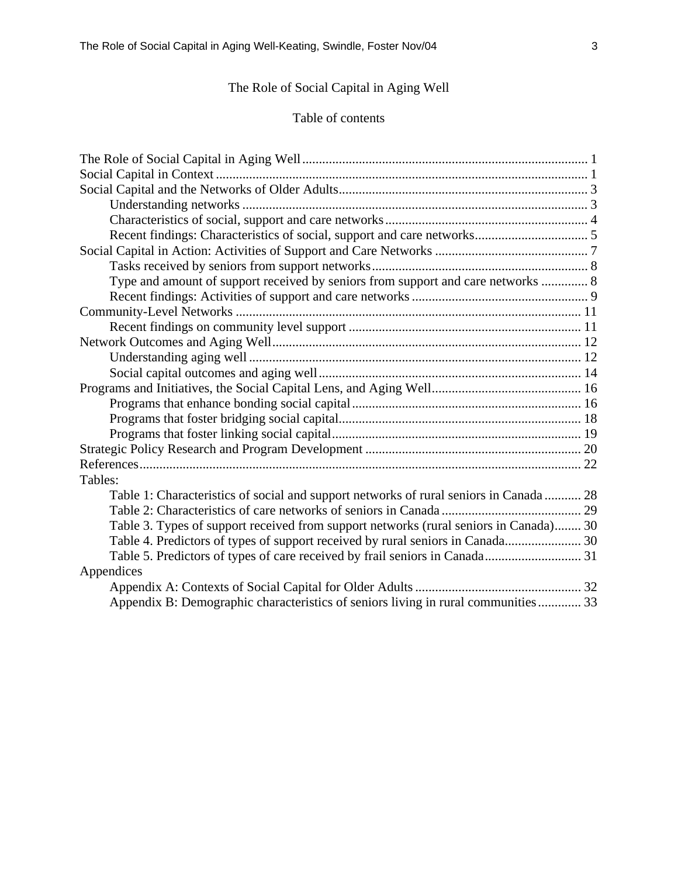# The Role of Social Capital in Aging Well

## Table of contents

The Role of Social Capital in Aging Well ..... 1
Social Capital in Context ..... 1
Social Capital and the Networks of Older Adults ..... 3
  Understanding networks ..... 3
  Characteristics of social, support and care networks ..... 4
  Recent findings: Characteristics of social, support and care networks ..... 5
Social Capital in Action: Activities of Support and Care Networks ..... 7
  Tasks received by seniors from support networks ..... 8
  Type and amount of support received by seniors from support and care networks ..... 8
  Recent findings: Activities of support and care networks ..... 9
Community-Level Networks ..... 11
  Recent findings on community level support ..... 11
Network Outcomes and Aging Well ..... 12
  Understanding aging well ..... 12
  Social capital outcomes and aging well ..... 14
Programs and Initiatives, the Social Capital Lens, and Aging Well ..... 16
  Programs that enhance bonding social capital ..... 16
  Programs that foster bridging social capital ..... 18
  Programs that foster linking social capital ..... 19
Strategic Policy Research and Program Development ..... 20
References ..... 22
Tables:
  Table 1: Characteristics of social and support networks of rural seniors in Canada ..... 28
  Table 2: Characteristics of care networks of seniors in Canada ..... 29
  Table 3. Types of support received from support networks (rural seniors in Canada) ..... 30
  Table 4. Predictors of types of support received by rural seniors in Canada ..... 30
  Table 5. Predictors of types of care received by frail seniors in Canada ..... 31
Appendices
  Appendix A: Contexts of Social Capital for Older Adults ..... 32
  Appendix B: Demographic characteristics of seniors living in rural communities ..... 33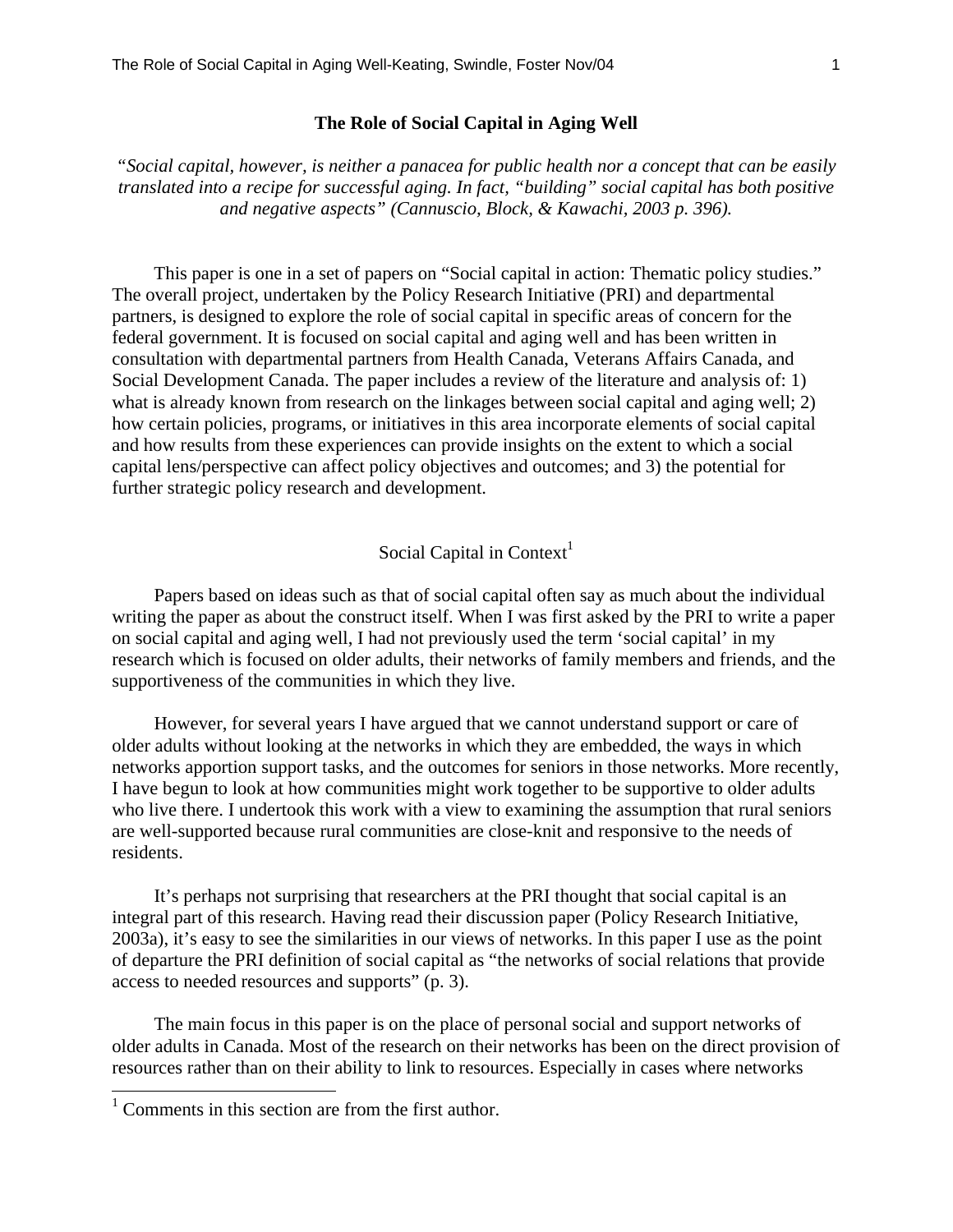# The Role of Social Capital in Aging Well

*"Social capital, however, is neither a panacea for public health nor a concept that can be easily translated into a recipe for successful aging. In fact, "building" social capital has both positive and negative aspects" (Cannuscio, Block, & Kawachi, 2003 p. 396).*

This paper is one in a set of papers on "Social capital in action: Thematic policy studies." The overall project, undertaken by the Policy Research Initiative (PRI) and departmental partners, is designed to explore the role of social capital in specific areas of concern for the federal government. It is focused on social capital and aging well and has been written in consultation with departmental partners from Health Canada, Veterans Affairs Canada, and Social Development Canada. The paper includes a review of the literature and analysis of: 1) what is already known from research on the linkages between social capital and aging well; 2) how certain policies, programs, or initiatives in this area incorporate elements of social capital and how results from these experiences can provide insights on the extent to which a social capital lens/perspective can affect policy objectives and outcomes; and 3) the potential for further strategic policy research and development.

## Social Capital in Context[1]

Papers based on ideas such as that of social capital often say as much about the individual writing the paper as about the construct itself. When I was first asked by the PRI to write a paper on social capital and aging well, I had not previously used the term 'social capital' in my research which is focused on older adults, their networks of family members and friends, and the supportiveness of the communities in which they live.

However, for several years I have argued that we cannot understand support or care of older adults without looking at the networks in which they are embedded, the ways in which networks apportion support tasks, and the outcomes for seniors in those networks. More recently, I have begun to look at how communities might work together to be supportive to older adults who live there. I undertook this work with a view to examining the assumption that rural seniors are well-supported because rural communities are close-knit and responsive to the needs of residents.

It's perhaps not surprising that researchers at the PRI thought that social capital is an integral part of this research. Having read their discussion paper (Policy Research Initiative, 2003a), it's easy to see the similarities in our views of networks. In this paper I use as the point of departure the PRI definition of social capital as "the networks of social relations that provide access to needed resources and supports" (p. 3).

The main focus in this paper is on the place of personal social and support networks of older adults in Canada. Most of the research on their networks has been on the direct provision of resources rather than on their ability to link to resources. Especially in cases where networks

[1] Comments in this section are from the first author.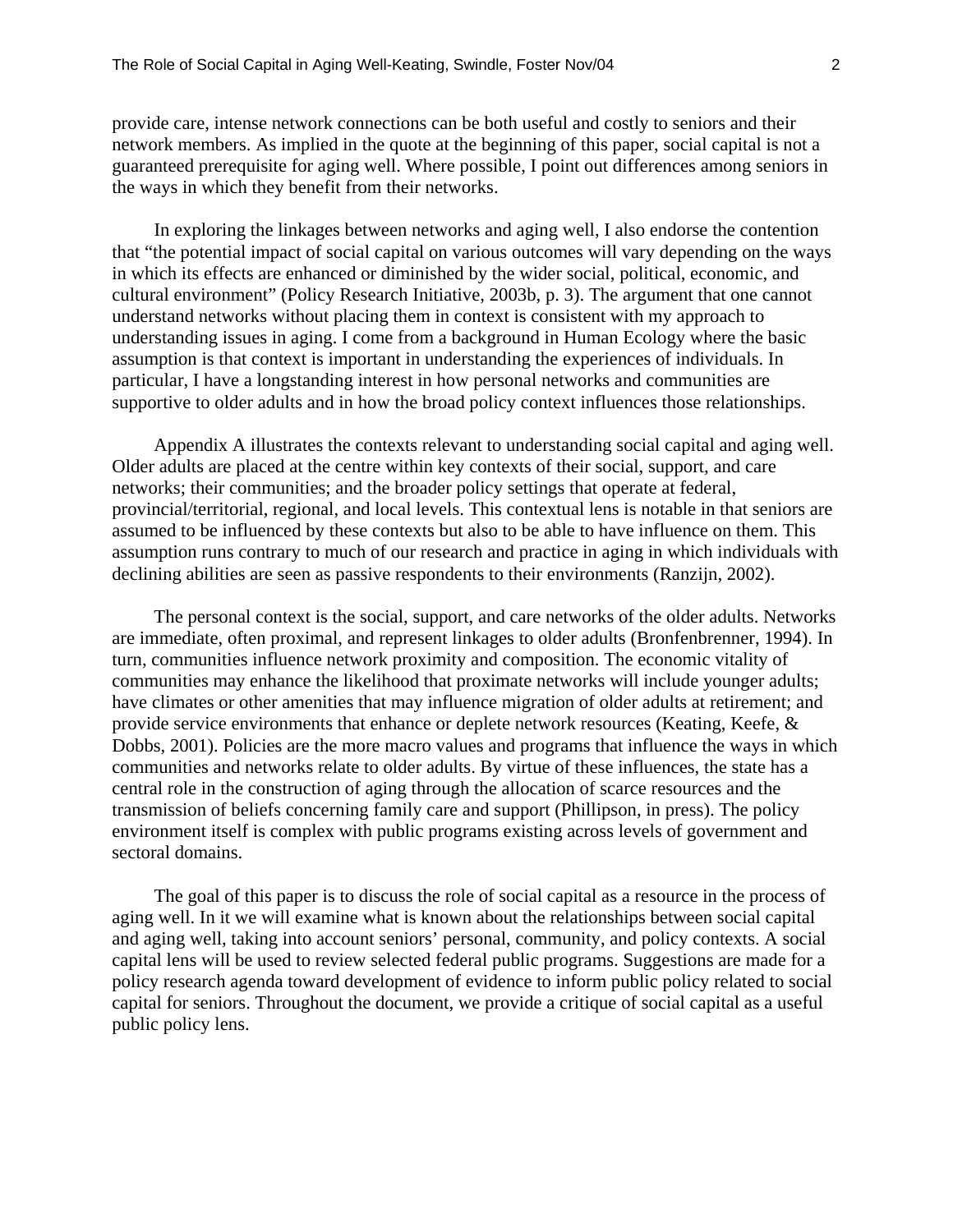provide care, intense network connections can be both useful and costly to seniors and their network members. As implied in the quote at the beginning of this paper, social capital is not a guaranteed prerequisite for aging well. Where possible, I point out differences among seniors in the ways in which they benefit from their networks.

In exploring the linkages between networks and aging well, I also endorse the contention that "the potential impact of social capital on various outcomes will vary depending on the ways in which its effects are enhanced or diminished by the wider social, political, economic, and cultural environment" (Policy Research Initiative, 2003b, p. 3). The argument that one cannot understand networks without placing them in context is consistent with my approach to understanding issues in aging. I come from a background in Human Ecology where the basic assumption is that context is important in understanding the experiences of individuals. In particular, I have a longstanding interest in how personal networks and communities are supportive to older adults and in how the broad policy context influences those relationships.

Appendix A illustrates the contexts relevant to understanding social capital and aging well. Older adults are placed at the centre within key contexts of their social, support, and care networks; their communities; and the broader policy settings that operate at federal, provincial/territorial, regional, and local levels. This contextual lens is notable in that seniors are assumed to be influenced by these contexts but also to be able to have influence on them. This assumption runs contrary to much of our research and practice in aging in which individuals with declining abilities are seen as passive respondents to their environments (Ranzijn, 2002).

The personal context is the social, support, and care networks of the older adults. Networks are immediate, often proximal, and represent linkages to older adults (Bronfenbrenner, 1994). In turn, communities influence network proximity and composition. The economic vitality of communities may enhance the likelihood that proximate networks will include younger adults; have climates or other amenities that may influence migration of older adults at retirement; and provide service environments that enhance or deplete network resources (Keating, Keefe, & Dobbs, 2001). Policies are the more macro values and programs that influence the ways in which communities and networks relate to older adults. By virtue of these influences, the state has a central role in the construction of aging through the allocation of scarce resources and the transmission of beliefs concerning family care and support (Phillipson, in press). The policy environment itself is complex with public programs existing across levels of government and sectoral domains.

The goal of this paper is to discuss the role of social capital as a resource in the process of aging well. In it we will examine what is known about the relationships between social capital and aging well, taking into account seniors' personal, community, and policy contexts. A social capital lens will be used to review selected federal public programs. Suggestions are made for a policy research agenda toward development of evidence to inform public policy related to social capital for seniors. Throughout the document, we provide a critique of social capital as a useful public policy lens.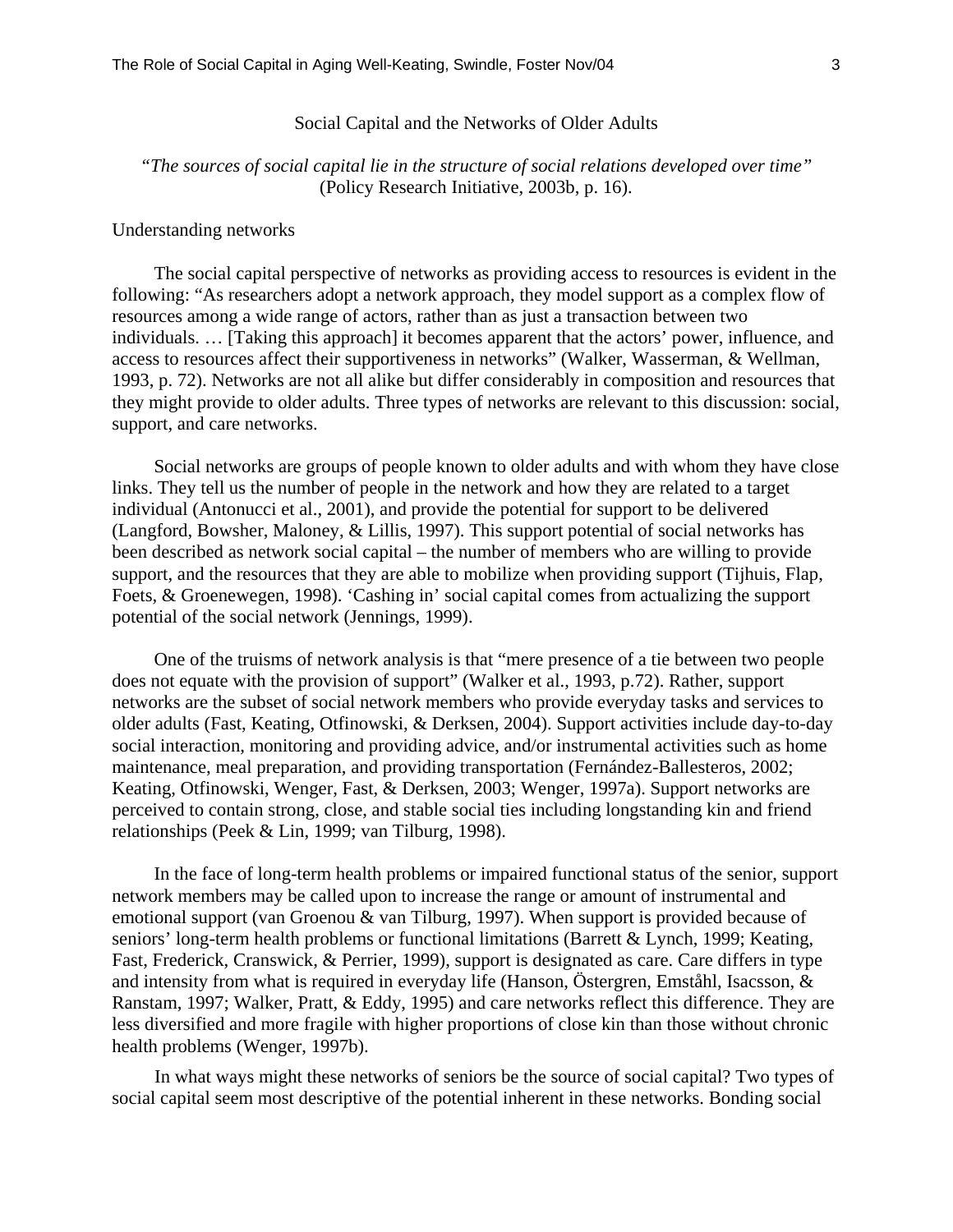## Social Capital and the Networks of Older Adults

*"The sources of social capital lie in the structure of social relations developed over time"* (Policy Research Initiative, 2003b, p. 16).

### Understanding networks

The social capital perspective of networks as providing access to resources is evident in the following: "As researchers adopt a network approach, they model support as a complex flow of resources among a wide range of actors, rather than as just a transaction between two individuals. … [Taking this approach] it becomes apparent that the actors' power, influence, and access to resources affect their supportiveness in networks" (Walker, Wasserman, & Wellman, 1993, p. 72). Networks are not all alike but differ considerably in composition and resources that they might provide to older adults. Three types of networks are relevant to this discussion: social, support, and care networks.

Social networks are groups of people known to older adults and with whom they have close links. They tell us the number of people in the network and how they are related to a target individual (Antonucci et al., 2001), and provide the potential for support to be delivered (Langford, Bowsher, Maloney, & Lillis, 1997). This support potential of social networks has been described as network social capital – the number of members who are willing to provide support, and the resources that they are able to mobilize when providing support (Tijhuis, Flap, Foets, & Groenewegen, 1998). 'Cashing in' social capital comes from actualizing the support potential of the social network (Jennings, 1999).

One of the truisms of network analysis is that "mere presence of a tie between two people does not equate with the provision of support" (Walker et al., 1993, p.72). Rather, support networks are the subset of social network members who provide everyday tasks and services to older adults (Fast, Keating, Otfinowski, & Derksen, 2004). Support activities include day-to-day social interaction, monitoring and providing advice, and/or instrumental activities such as home maintenance, meal preparation, and providing transportation (Fernández-Ballesteros, 2002; Keating, Otfinowski, Wenger, Fast, & Derksen, 2003; Wenger, 1997a). Support networks are perceived to contain strong, close, and stable social ties including longstanding kin and friend relationships (Peek & Lin, 1999; van Tilburg, 1998).

In the face of long-term health problems or impaired functional status of the senior, support network members may be called upon to increase the range or amount of instrumental and emotional support (van Groenou & van Tilburg, 1997). When support is provided because of seniors' long-term health problems or functional limitations (Barrett & Lynch, 1999; Keating, Fast, Frederick, Cranswick, & Perrier, 1999), support is designated as care. Care differs in type and intensity from what is required in everyday life (Hanson, Östergren, Emståhl, Isacsson, & Ranstam, 1997; Walker, Pratt, & Eddy, 1995) and care networks reflect this difference. They are less diversified and more fragile with higher proportions of close kin than those without chronic health problems (Wenger, 1997b).

In what ways might these networks of seniors be the source of social capital? Two types of social capital seem most descriptive of the potential inherent in these networks. Bonding social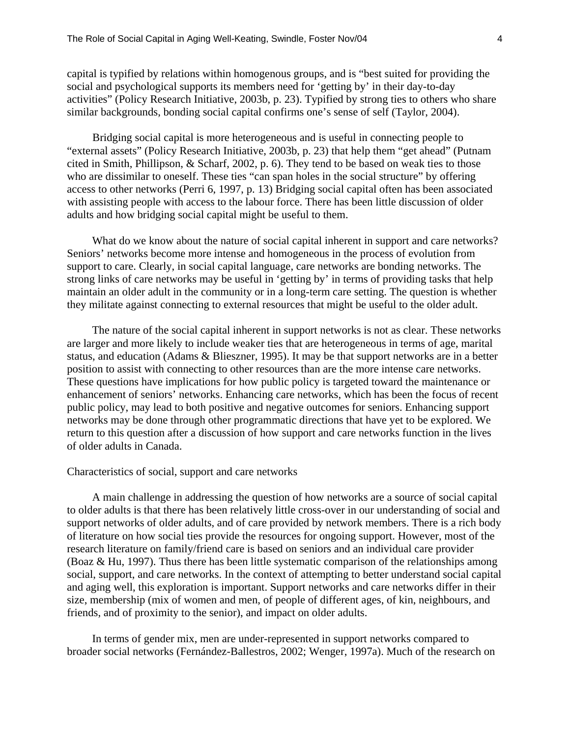capital is typified by relations within homogenous groups, and is “best suited for providing the social and psychological supports its members need for ‘getting by’ in their day-to-day activities” (Policy Research Initiative, 2003b, p. 23). Typified by strong ties to others who share similar backgrounds, bonding social capital confirms one’s sense of self (Taylor, 2004).

Bridging social capital is more heterogeneous and is useful in connecting people to “external assets” (Policy Research Initiative, 2003b, p. 23) that help them “get ahead” (Putnam cited in Smith, Phillipson, & Scharf, 2002, p. 6). They tend to be based on weak ties to those who are dissimilar to oneself. These ties “can span holes in the social structure” by offering access to other networks (Perri 6, 1997, p. 13) Bridging social capital often has been associated with assisting people with access to the labour force. There has been little discussion of older adults and how bridging social capital might be useful to them.

What do we know about the nature of social capital inherent in support and care networks? Seniors’ networks become more intense and homogeneous in the process of evolution from support to care. Clearly, in social capital language, care networks are bonding networks. The strong links of care networks may be useful in ‘getting by’ in terms of providing tasks that help maintain an older adult in the community or in a long-term care setting. The question is whether they militate against connecting to external resources that might be useful to the older adult.

The nature of the social capital inherent in support networks is not as clear. These networks are larger and more likely to include weaker ties that are heterogeneous in terms of age, marital status, and education (Adams & Blieszner, 1995). It may be that support networks are in a better position to assist with connecting to other resources than are the more intense care networks. These questions have implications for how public policy is targeted toward the maintenance or enhancement of seniors’ networks. Enhancing care networks, which has been the focus of recent public policy, may lead to both positive and negative outcomes for seniors. Enhancing support networks may be done through other programmatic directions that have yet to be explored. We return to this question after a discussion of how support and care networks function in the lives of older adults in Canada.

## Characteristics of social, support and care networks

A main challenge in addressing the question of how networks are a source of social capital to older adults is that there has been relatively little cross-over in our understanding of social and support networks of older adults, and of care provided by network members. There is a rich body of literature on how social ties provide the resources for ongoing support. However, most of the research literature on family/friend care is based on seniors and an individual care provider (Boaz & Hu, 1997). Thus there has been little systematic comparison of the relationships among social, support, and care networks. In the context of attempting to better understand social capital and aging well, this exploration is important. Support networks and care networks differ in their size, membership (mix of women and men, of people of different ages, of kin, neighbours, and friends, and of proximity to the senior), and impact on older adults.

In terms of gender mix, men are under-represented in support networks compared to broader social networks (Fernández-Ballestros, 2002; Wenger, 1997a). Much of the research on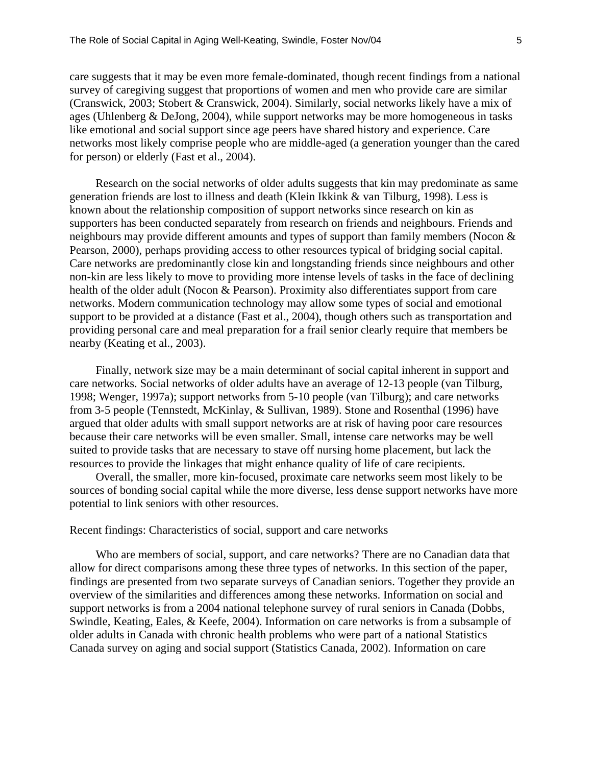care suggests that it may be even more female-dominated, though recent findings from a national survey of caregiving suggest that proportions of women and men who provide care are similar (Cranswick, 2003; Stobert & Cranswick, 2004). Similarly, social networks likely have a mix of ages (Uhlenberg & DeJong, 2004), while support networks may be more homogeneous in tasks like emotional and social support since age peers have shared history and experience. Care networks most likely comprise people who are middle-aged (a generation younger than the cared for person) or elderly (Fast et al., 2004).

Research on the social networks of older adults suggests that kin may predominate as same generation friends are lost to illness and death (Klein Ikkink & van Tilburg, 1998). Less is known about the relationship composition of support networks since research on kin as supporters has been conducted separately from research on friends and neighbours. Friends and neighbours may provide different amounts and types of support than family members (Nocon & Pearson, 2000), perhaps providing access to other resources typical of bridging social capital. Care networks are predominantly close kin and longstanding friends since neighbours and other non-kin are less likely to move to providing more intense levels of tasks in the face of declining health of the older adult (Nocon & Pearson). Proximity also differentiates support from care networks. Modern communication technology may allow some types of social and emotional support to be provided at a distance (Fast et al., 2004), though others such as transportation and providing personal care and meal preparation for a frail senior clearly require that members be nearby (Keating et al., 2003).

Finally, network size may be a main determinant of social capital inherent in support and care networks. Social networks of older adults have an average of 12-13 people (van Tilburg, 1998; Wenger, 1997a); support networks from 5-10 people (van Tilburg); and care networks from 3-5 people (Tennstedt, McKinlay, & Sullivan, 1989). Stone and Rosenthal (1996) have argued that older adults with small support networks are at risk of having poor care resources because their care networks will be even smaller. Small, intense care networks may be well suited to provide tasks that are necessary to stave off nursing home placement, but lack the resources to provide the linkages that might enhance quality of life of care recipients.

Overall, the smaller, more kin-focused, proximate care networks seem most likely to be sources of bonding social capital while the more diverse, less dense support networks have more potential to link seniors with other resources.

## Recent findings: Characteristics of social, support and care networks

Who are members of social, support, and care networks? There are no Canadian data that allow for direct comparisons among these three types of networks. In this section of the paper, findings are presented from two separate surveys of Canadian seniors. Together they provide an overview of the similarities and differences among these networks. Information on social and support networks is from a 2004 national telephone survey of rural seniors in Canada (Dobbs, Swindle, Keating, Eales, & Keefe, 2004). Information on care networks is from a subsample of older adults in Canada with chronic health problems who were part of a national Statistics Canada survey on aging and social support (Statistics Canada, 2002). Information on care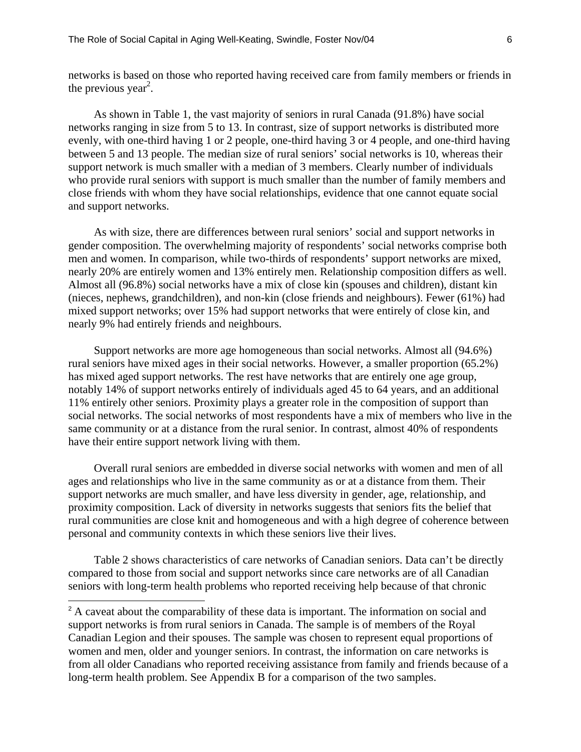networks is based on those who reported having received care from family members or friends in the previous year[2].

As shown in Table 1, the vast majority of seniors in rural Canada (91.8%) have social networks ranging in size from 5 to 13. In contrast, size of support networks is distributed more evenly, with one-third having 1 or 2 people, one-third having 3 or 4 people, and one-third having between 5 and 13 people. The median size of rural seniors' social networks is 10, whereas their support network is much smaller with a median of 3 members. Clearly number of individuals who provide rural seniors with support is much smaller than the number of family members and close friends with whom they have social relationships, evidence that one cannot equate social and support networks.

As with size, there are differences between rural seniors' social and support networks in gender composition. The overwhelming majority of respondents' social networks comprise both men and women. In comparison, while two-thirds of respondents' support networks are mixed, nearly 20% are entirely women and 13% entirely men. Relationship composition differs as well. Almost all (96.8%) social networks have a mix of close kin (spouses and children), distant kin (nieces, nephews, grandchildren), and non-kin (close friends and neighbours). Fewer (61%) had mixed support networks; over 15% had support networks that were entirely of close kin, and nearly 9% had entirely friends and neighbours.

Support networks are more age homogeneous than social networks. Almost all (94.6%) rural seniors have mixed ages in their social networks. However, a smaller proportion (65.2%) has mixed aged support networks. The rest have networks that are entirely one age group, notably 14% of support networks entirely of individuals aged 45 to 64 years, and an additional 11% entirely other seniors. Proximity plays a greater role in the composition of support than social networks. The social networks of most respondents have a mix of members who live in the same community or at a distance from the rural senior. In contrast, almost 40% of respondents have their entire support network living with them.

Overall rural seniors are embedded in diverse social networks with women and men of all ages and relationships who live in the same community as or at a distance from them. Their support networks are much smaller, and have less diversity in gender, age, relationship, and proximity composition. Lack of diversity in networks suggests that seniors fits the belief that rural communities are close knit and homogeneous and with a high degree of coherence between personal and community contexts in which these seniors live their lives.

Table 2 shows characteristics of care networks of Canadian seniors. Data can't be directly compared to those from social and support networks since care networks are of all Canadian seniors with long-term health problems who reported receiving help because of that chronic

[2] A caveat about the comparability of these data is important. The information on social and support networks is from rural seniors in Canada. The sample is of members of the Royal Canadian Legion and their spouses. The sample was chosen to represent equal proportions of women and men, older and younger seniors. In contrast, the information on care networks is from all older Canadians who reported receiving assistance from family and friends because of a long-term health problem. See Appendix B for a comparison of the two samples.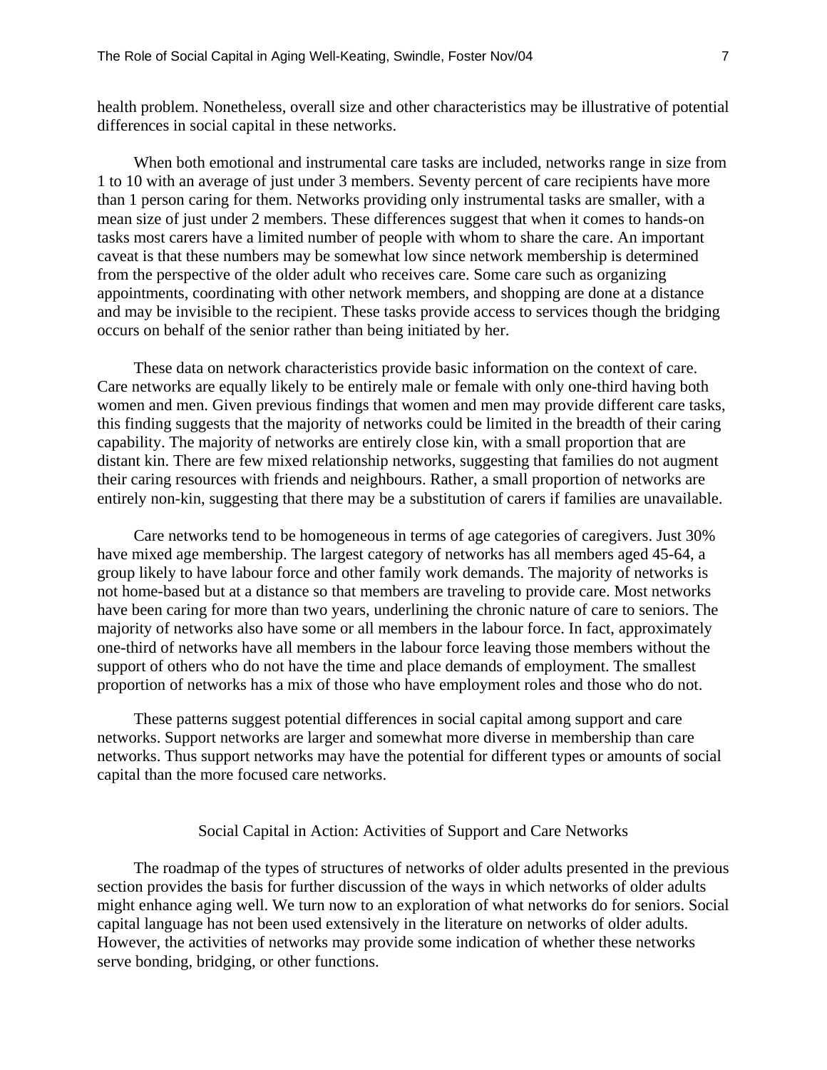health problem. Nonetheless, overall size and other characteristics may be illustrative of potential differences in social capital in these networks.

When both emotional and instrumental care tasks are included, networks range in size from 1 to 10 with an average of just under 3 members. Seventy percent of care recipients have more than 1 person caring for them. Networks providing only instrumental tasks are smaller, with a mean size of just under 2 members. These differences suggest that when it comes to hands-on tasks most carers have a limited number of people with whom to share the care. An important caveat is that these numbers may be somewhat low since network membership is determined from the perspective of the older adult who receives care. Some care such as organizing appointments, coordinating with other network members, and shopping are done at a distance and may be invisible to the recipient. These tasks provide access to services though the bridging occurs on behalf of the senior rather than being initiated by her.

These data on network characteristics provide basic information on the context of care. Care networks are equally likely to be entirely male or female with only one-third having both women and men. Given previous findings that women and men may provide different care tasks, this finding suggests that the majority of networks could be limited in the breadth of their caring capability. The majority of networks are entirely close kin, with a small proportion that are distant kin. There are few mixed relationship networks, suggesting that families do not augment their caring resources with friends and neighbours. Rather, a small proportion of networks are entirely non-kin, suggesting that there may be a substitution of carers if families are unavailable.

Care networks tend to be homogeneous in terms of age categories of caregivers. Just 30% have mixed age membership. The largest category of networks has all members aged 45-64, a group likely to have labour force and other family work demands. The majority of networks is not home-based but at a distance so that members are traveling to provide care. Most networks have been caring for more than two years, underlining the chronic nature of care to seniors. The majority of networks also have some or all members in the labour force. In fact, approximately one-third of networks have all members in the labour force leaving those members without the support of others who do not have the time and place demands of employment. The smallest proportion of networks has a mix of those who have employment roles and those who do not.

These patterns suggest potential differences in social capital among support and care networks. Support networks are larger and somewhat more diverse in membership than care networks. Thus support networks may have the potential for different types or amounts of social capital than the more focused care networks.

## Social Capital in Action: Activities of Support and Care Networks

The roadmap of the types of structures of networks of older adults presented in the previous section provides the basis for further discussion of the ways in which networks of older adults might enhance aging well. We turn now to an exploration of what networks do for seniors. Social capital language has not been used extensively in the literature on networks of older adults. However, the activities of networks may provide some indication of whether these networks serve bonding, bridging, or other functions.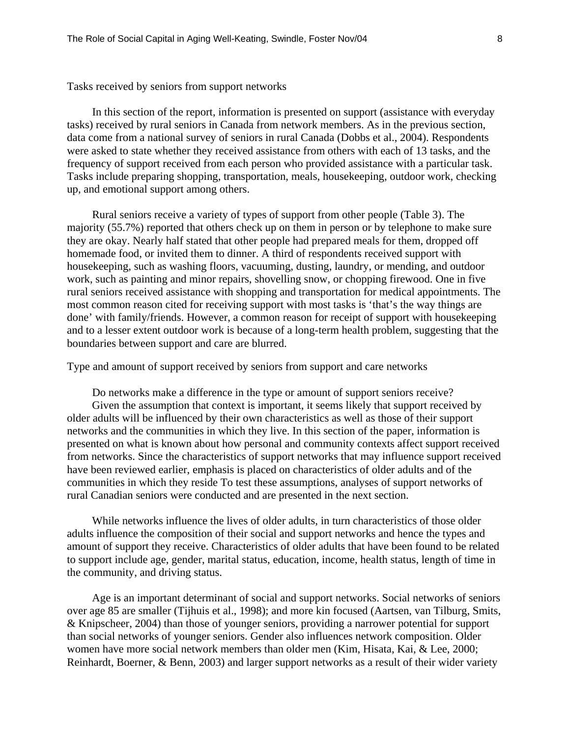Tasks received by seniors from support networks

In this section of the report, information is presented on support (assistance with everyday tasks) received by rural seniors in Canada from network members. As in the previous section, data come from a national survey of seniors in rural Canada (Dobbs et al., 2004). Respondents were asked to state whether they received assistance from others with each of 13 tasks, and the frequency of support received from each person who provided assistance with a particular task. Tasks include preparing shopping, transportation, meals, housekeeping, outdoor work, checking up, and emotional support among others.

Rural seniors receive a variety of types of support from other people (Table 3). The majority (55.7%) reported that others check up on them in person or by telephone to make sure they are okay. Nearly half stated that other people had prepared meals for them, dropped off homemade food, or invited them to dinner. A third of respondents received support with housekeeping, such as washing floors, vacuuming, dusting, laundry, or mending, and outdoor work, such as painting and minor repairs, shovelling snow, or chopping firewood. One in five rural seniors received assistance with shopping and transportation for medical appointments. The most common reason cited for receiving support with most tasks is 'that's the way things are done' with family/friends. However, a common reason for receipt of support with housekeeping and to a lesser extent outdoor work is because of a long-term health problem, suggesting that the boundaries between support and care are blurred.

Type and amount of support received by seniors from support and care networks

Do networks make a difference in the type or amount of support seniors receive? Given the assumption that context is important, it seems likely that support received by older adults will be influenced by their own characteristics as well as those of their support networks and the communities in which they live. In this section of the paper, information is presented on what is known about how personal and community contexts affect support received from networks. Since the characteristics of support networks that may influence support received have been reviewed earlier, emphasis is placed on characteristics of older adults and of the communities in which they reside To test these assumptions, analyses of support networks of rural Canadian seniors were conducted and are presented in the next section.

While networks influence the lives of older adults, in turn characteristics of those older adults influence the composition of their social and support networks and hence the types and amount of support they receive. Characteristics of older adults that have been found to be related to support include age, gender, marital status, education, income, health status, length of time in the community, and driving status.

Age is an important determinant of social and support networks. Social networks of seniors over age 85 are smaller (Tijhuis et al., 1998); and more kin focused (Aartsen, van Tilburg, Smits, & Knipscheer, 2004) than those of younger seniors, providing a narrower potential for support than social networks of younger seniors. Gender also influences network composition. Older women have more social network members than older men (Kim, Hisata, Kai, & Lee, 2000; Reinhardt, Boerner, & Benn, 2003) and larger support networks as a result of their wider variety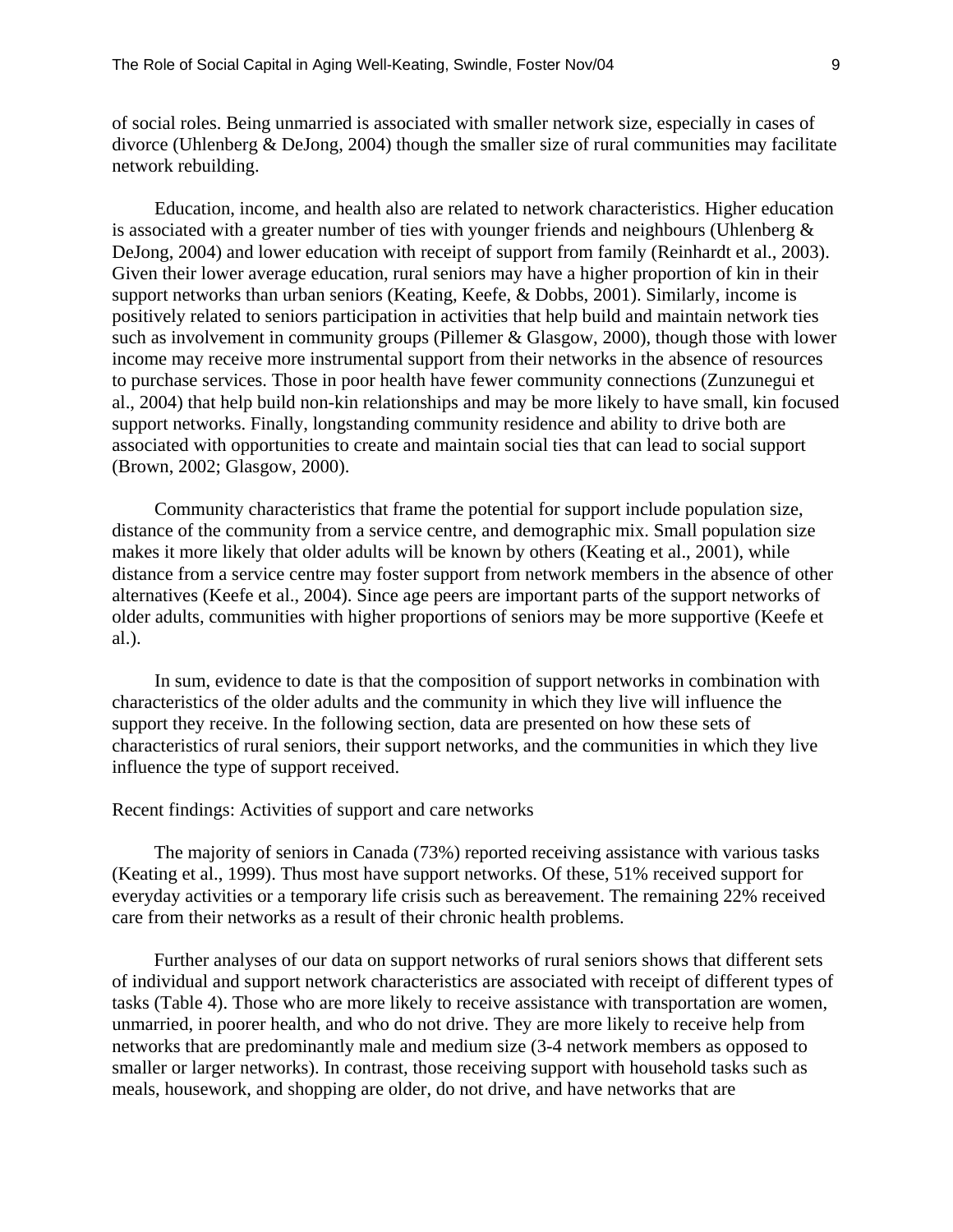of social roles. Being unmarried is associated with smaller network size, especially in cases of divorce (Uhlenberg & DeJong, 2004) though the smaller size of rural communities may facilitate network rebuilding.

Education, income, and health also are related to network characteristics. Higher education is associated with a greater number of ties with younger friends and neighbours (Uhlenberg & DeJong, 2004) and lower education with receipt of support from family (Reinhardt et al., 2003). Given their lower average education, rural seniors may have a higher proportion of kin in their support networks than urban seniors (Keating, Keefe, & Dobbs, 2001). Similarly, income is positively related to seniors participation in activities that help build and maintain network ties such as involvement in community groups (Pillemer & Glasgow, 2000), though those with lower income may receive more instrumental support from their networks in the absence of resources to purchase services. Those in poor health have fewer community connections (Zunzunegui et al., 2004) that help build non-kin relationships and may be more likely to have small, kin focused support networks. Finally, longstanding community residence and ability to drive both are associated with opportunities to create and maintain social ties that can lead to social support (Brown, 2002; Glasgow, 2000).

Community characteristics that frame the potential for support include population size, distance of the community from a service centre, and demographic mix. Small population size makes it more likely that older adults will be known by others (Keating et al., 2001), while distance from a service centre may foster support from network members in the absence of other alternatives (Keefe et al., 2004). Since age peers are important parts of the support networks of older adults, communities with higher proportions of seniors may be more supportive (Keefe et al.).

In sum, evidence to date is that the composition of support networks in combination with characteristics of the older adults and the community in which they live will influence the support they receive. In the following section, data are presented on how these sets of characteristics of rural seniors, their support networks, and the communities in which they live influence the type of support received.

Recent findings: Activities of support and care networks

The majority of seniors in Canada (73%) reported receiving assistance with various tasks (Keating et al., 1999). Thus most have support networks. Of these, 51% received support for everyday activities or a temporary life crisis such as bereavement. The remaining 22% received care from their networks as a result of their chronic health problems.

Further analyses of our data on support networks of rural seniors shows that different sets of individual and support network characteristics are associated with receipt of different types of tasks (Table 4). Those who are more likely to receive assistance with transportation are women, unmarried, in poorer health, and who do not drive. They are more likely to receive help from networks that are predominantly male and medium size (3-4 network members as opposed to smaller or larger networks). In contrast, those receiving support with household tasks such as meals, housework, and shopping are older, do not drive, and have networks that are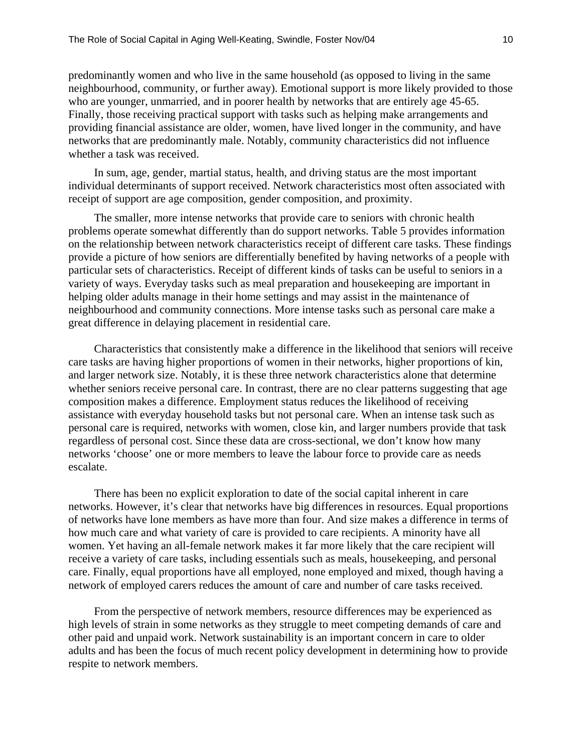predominantly women and who live in the same household (as opposed to living in the same neighbourhood, community, or further away). Emotional support is more likely provided to those who are younger, unmarried, and in poorer health by networks that are entirely age 45-65. Finally, those receiving practical support with tasks such as helping make arrangements and providing financial assistance are older, women, have lived longer in the community, and have networks that are predominantly male. Notably, community characteristics did not influence whether a task was received.

In sum, age, gender, martial status, health, and driving status are the most important individual determinants of support received. Network characteristics most often associated with receipt of support are age composition, gender composition, and proximity.

The smaller, more intense networks that provide care to seniors with chronic health problems operate somewhat differently than do support networks. Table 5 provides information on the relationship between network characteristics receipt of different care tasks. These findings provide a picture of how seniors are differentially benefited by having networks of a people with particular sets of characteristics. Receipt of different kinds of tasks can be useful to seniors in a variety of ways. Everyday tasks such as meal preparation and housekeeping are important in helping older adults manage in their home settings and may assist in the maintenance of neighbourhood and community connections. More intense tasks such as personal care make a great difference in delaying placement in residential care.

Characteristics that consistently make a difference in the likelihood that seniors will receive care tasks are having higher proportions of women in their networks, higher proportions of kin, and larger network size. Notably, it is these three network characteristics alone that determine whether seniors receive personal care. In contrast, there are no clear patterns suggesting that age composition makes a difference. Employment status reduces the likelihood of receiving assistance with everyday household tasks but not personal care. When an intense task such as personal care is required, networks with women, close kin, and larger numbers provide that task regardless of personal cost. Since these data are cross-sectional, we don't know how many networks 'choose' one or more members to leave the labour force to provide care as needs escalate.

There has been no explicit exploration to date of the social capital inherent in care networks. However, it's clear that networks have big differences in resources. Equal proportions of networks have lone members as have more than four. And size makes a difference in terms of how much care and what variety of care is provided to care recipients. A minority have all women. Yet having an all-female network makes it far more likely that the care recipient will receive a variety of care tasks, including essentials such as meals, housekeeping, and personal care. Finally, equal proportions have all employed, none employed and mixed, though having a network of employed carers reduces the amount of care and number of care tasks received.

From the perspective of network members, resource differences may be experienced as high levels of strain in some networks as they struggle to meet competing demands of care and other paid and unpaid work. Network sustainability is an important concern in care to older adults and has been the focus of much recent policy development in determining how to provide respite to network members.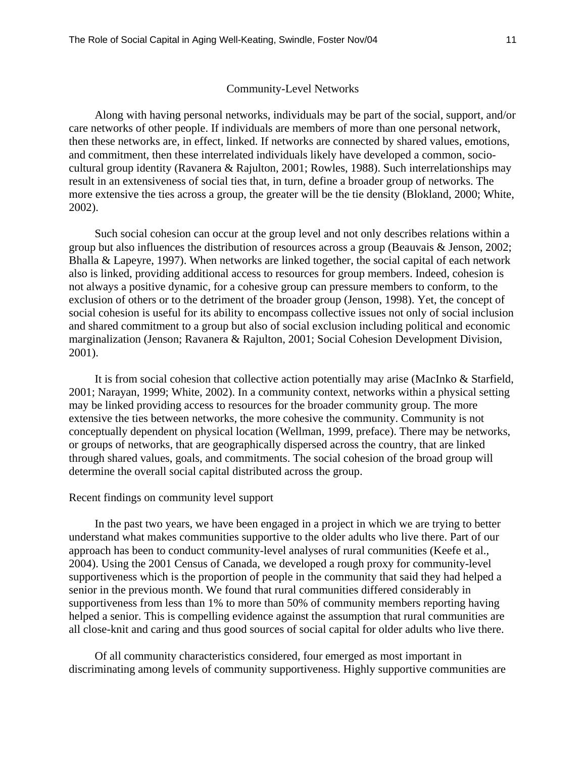## Community-Level Networks

Along with having personal networks, individuals may be part of the social, support, and/or care networks of other people. If individuals are members of more than one personal network, then these networks are, in effect, linked. If networks are connected by shared values, emotions, and commitment, then these interrelated individuals likely have developed a common, socio-cultural group identity (Ravanera & Rajulton, 2001; Rowles, 1988). Such interrelationships may result in an extensiveness of social ties that, in turn, define a broader group of networks. The more extensive the ties across a group, the greater will be the tie density (Blokland, 2000; White, 2002).

Such social cohesion can occur at the group level and not only describes relations within a group but also influences the distribution of resources across a group (Beauvais & Jenson, 2002; Bhalla & Lapeyre, 1997). When networks are linked together, the social capital of each network also is linked, providing additional access to resources for group members. Indeed, cohesion is not always a positive dynamic, for a cohesive group can pressure members to conform, to the exclusion of others or to the detriment of the broader group (Jenson, 1998). Yet, the concept of social cohesion is useful for its ability to encompass collective issues not only of social inclusion and shared commitment to a group but also of social exclusion including political and economic marginalization (Jenson; Ravanera & Rajulton, 2001; Social Cohesion Development Division, 2001).

It is from social cohesion that collective action potentially may arise (MacInko & Starfield, 2001; Narayan, 1999; White, 2002). In a community context, networks within a physical setting may be linked providing access to resources for the broader community group. The more extensive the ties between networks, the more cohesive the community. Community is not conceptually dependent on physical location (Wellman, 1999, preface). There may be networks, or groups of networks, that are geographically dispersed across the country, that are linked through shared values, goals, and commitments. The social cohesion of the broad group will determine the overall social capital distributed across the group.

### Recent findings on community level support

In the past two years, we have been engaged in a project in which we are trying to better understand what makes communities supportive to the older adults who live there. Part of our approach has been to conduct community-level analyses of rural communities (Keefe et al., 2004). Using the 2001 Census of Canada, we developed a rough proxy for community-level supportiveness which is the proportion of people in the community that said they had helped a senior in the previous month. We found that rural communities differed considerably in supportiveness from less than 1% to more than 50% of community members reporting having helped a senior. This is compelling evidence against the assumption that rural communities are all close-knit and caring and thus good sources of social capital for older adults who live there.

Of all community characteristics considered, four emerged as most important in discriminating among levels of community supportiveness. Highly supportive communities are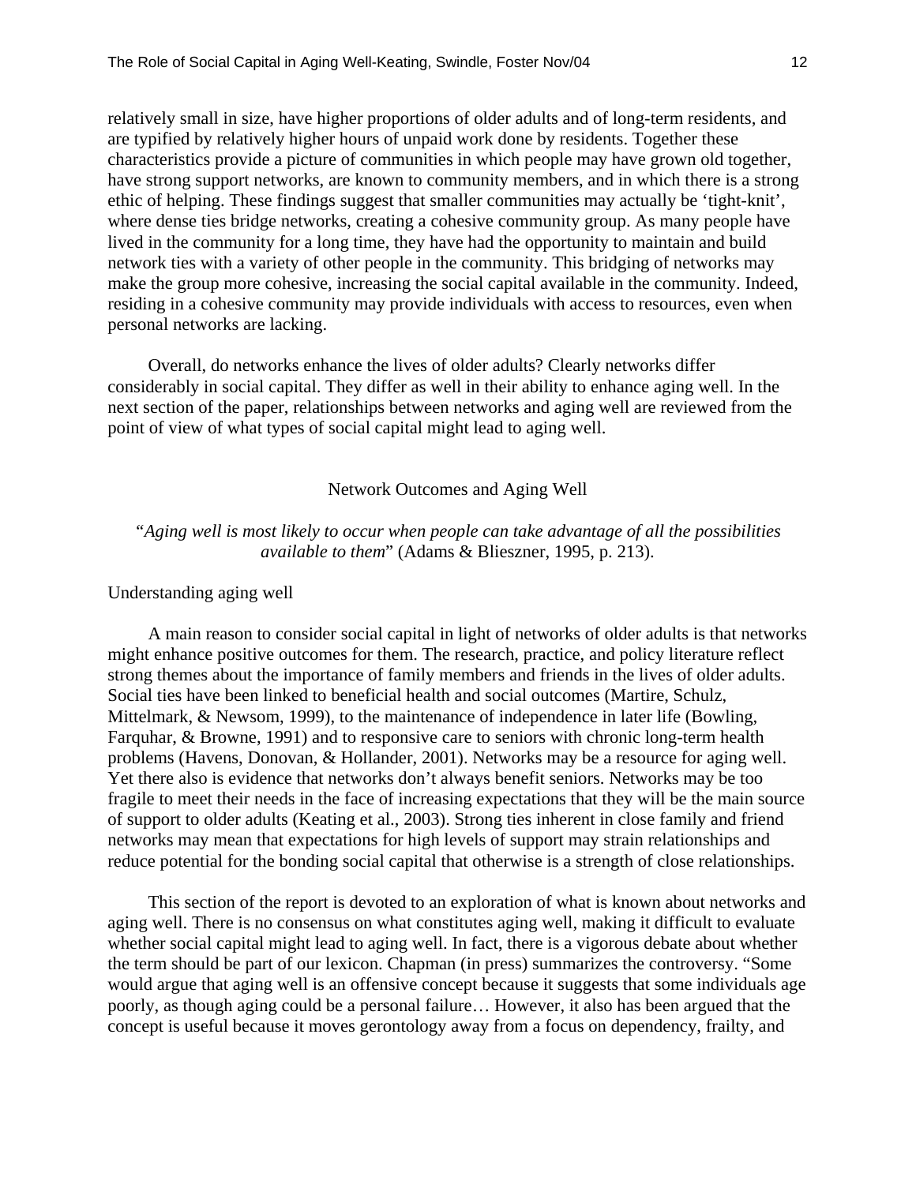relatively small in size, have higher proportions of older adults and of long-term residents, and are typified by relatively higher hours of unpaid work done by residents. Together these characteristics provide a picture of communities in which people may have grown old together, have strong support networks, are known to community members, and in which there is a strong ethic of helping. These findings suggest that smaller communities may actually be 'tight-knit', where dense ties bridge networks, creating a cohesive community group. As many people have lived in the community for a long time, they have had the opportunity to maintain and build network ties with a variety of other people in the community. This bridging of networks may make the group more cohesive, increasing the social capital available in the community. Indeed, residing in a cohesive community may provide individuals with access to resources, even when personal networks are lacking.

Overall, do networks enhance the lives of older adults? Clearly networks differ considerably in social capital. They differ as well in their ability to enhance aging well. In the next section of the paper, relationships between networks and aging well are reviewed from the point of view of what types of social capital might lead to aging well.

## Network Outcomes and Aging Well

"*Aging well is most likely to occur when people can take advantage of all the possibilities available to them*" (Adams & Blieszner, 1995, p. 213).

### Understanding aging well

A main reason to consider social capital in light of networks of older adults is that networks might enhance positive outcomes for them. The research, practice, and policy literature reflect strong themes about the importance of family members and friends in the lives of older adults. Social ties have been linked to beneficial health and social outcomes (Martire, Schulz, Mittelmark, & Newsom, 1999), to the maintenance of independence in later life (Bowling, Farquhar, & Browne, 1991) and to responsive care to seniors with chronic long-term health problems (Havens, Donovan, & Hollander, 2001). Networks may be a resource for aging well. Yet there also is evidence that networks don't always benefit seniors. Networks may be too fragile to meet their needs in the face of increasing expectations that they will be the main source of support to older adults (Keating et al., 2003). Strong ties inherent in close family and friend networks may mean that expectations for high levels of support may strain relationships and reduce potential for the bonding social capital that otherwise is a strength of close relationships.

This section of the report is devoted to an exploration of what is known about networks and aging well. There is no consensus on what constitutes aging well, making it difficult to evaluate whether social capital might lead to aging well. In fact, there is a vigorous debate about whether the term should be part of our lexicon. Chapman (in press) summarizes the controversy. "Some would argue that aging well is an offensive concept because it suggests that some individuals age poorly, as though aging could be a personal failure… However, it also has been argued that the concept is useful because it moves gerontology away from a focus on dependency, frailty, and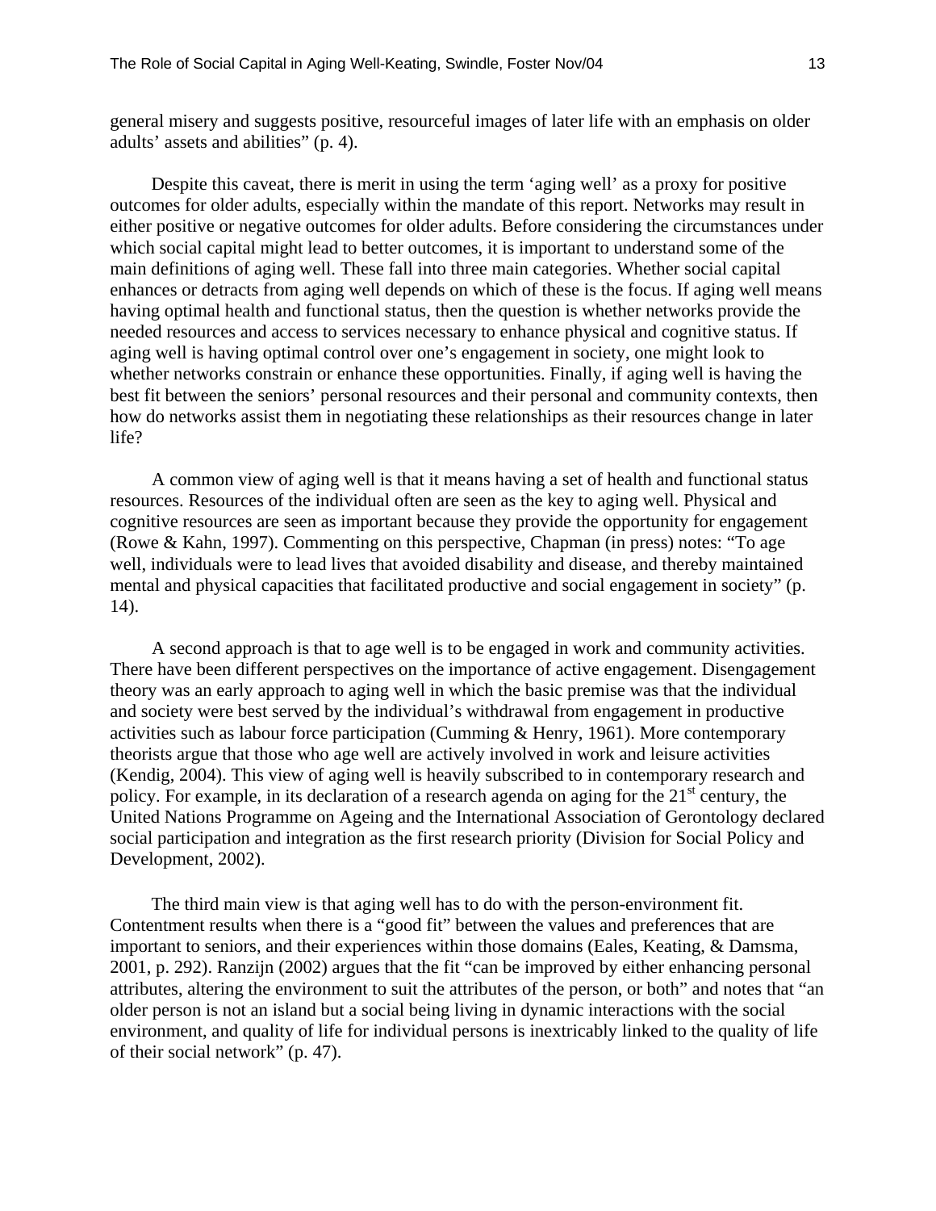general misery and suggests positive, resourceful images of later life with an emphasis on older adults' assets and abilities" (p. 4).

Despite this caveat, there is merit in using the term 'aging well' as a proxy for positive outcomes for older adults, especially within the mandate of this report. Networks may result in either positive or negative outcomes for older adults. Before considering the circumstances under which social capital might lead to better outcomes, it is important to understand some of the main definitions of aging well. These fall into three main categories. Whether social capital enhances or detracts from aging well depends on which of these is the focus. If aging well means having optimal health and functional status, then the question is whether networks provide the needed resources and access to services necessary to enhance physical and cognitive status. If aging well is having optimal control over one's engagement in society, one might look to whether networks constrain or enhance these opportunities. Finally, if aging well is having the best fit between the seniors' personal resources and their personal and community contexts, then how do networks assist them in negotiating these relationships as their resources change in later life?

A common view of aging well is that it means having a set of health and functional status resources. Resources of the individual often are seen as the key to aging well. Physical and cognitive resources are seen as important because they provide the opportunity for engagement (Rowe & Kahn, 1997). Commenting on this perspective, Chapman (in press) notes: "To age well, individuals were to lead lives that avoided disability and disease, and thereby maintained mental and physical capacities that facilitated productive and social engagement in society" (p. 14).

A second approach is that to age well is to be engaged in work and community activities. There have been different perspectives on the importance of active engagement. Disengagement theory was an early approach to aging well in which the basic premise was that the individual and society were best served by the individual's withdrawal from engagement in productive activities such as labour force participation (Cumming & Henry, 1961). More contemporary theorists argue that those who age well are actively involved in work and leisure activities (Kendig, 2004). This view of aging well is heavily subscribed to in contemporary research and policy. For example, in its declaration of a research agenda on aging for the 21st century, the United Nations Programme on Ageing and the International Association of Gerontology declared social participation and integration as the first research priority (Division for Social Policy and Development, 2002).

The third main view is that aging well has to do with the person-environment fit. Contentment results when there is a "good fit" between the values and preferences that are important to seniors, and their experiences within those domains (Eales, Keating, & Damsma, 2001, p. 292). Ranzijn (2002) argues that the fit "can be improved by either enhancing personal attributes, altering the environment to suit the attributes of the person, or both" and notes that "an older person is not an island but a social being living in dynamic interactions with the social environment, and quality of life for individual persons is inextricably linked to the quality of life of their social network" (p. 47).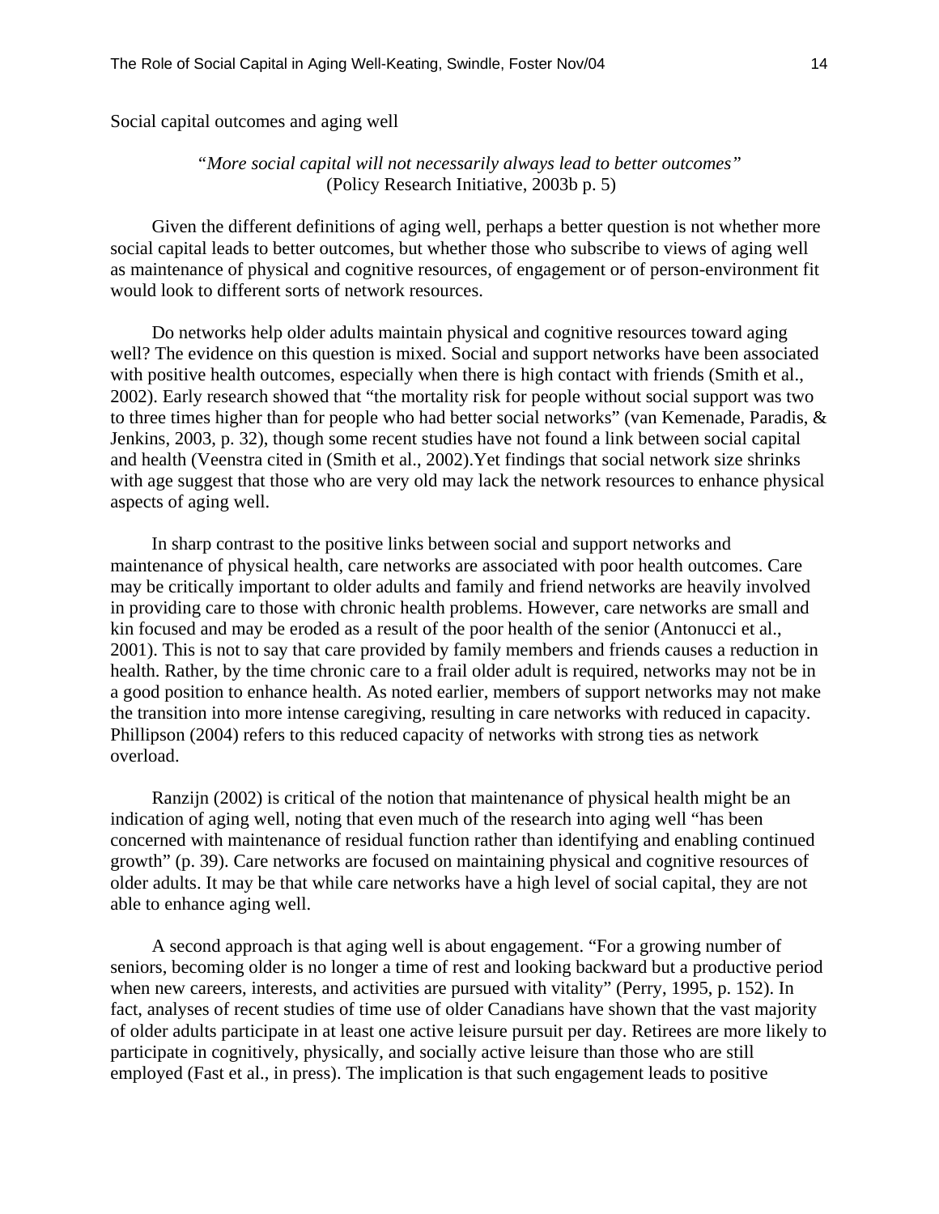Social capital outcomes and aging well

> *"More social capital will not necessarily always lead to better outcomes"*
> (Policy Research Initiative, 2003b p. 5)

Given the different definitions of aging well, perhaps a better question is not whether more social capital leads to better outcomes, but whether those who subscribe to views of aging well as maintenance of physical and cognitive resources, of engagement or of person-environment fit would look to different sorts of network resources.

Do networks help older adults maintain physical and cognitive resources toward aging well? The evidence on this question is mixed. Social and support networks have been associated with positive health outcomes, especially when there is high contact with friends (Smith et al., 2002). Early research showed that "the mortality risk for people without social support was two to three times higher than for people who had better social networks" (van Kemenade, Paradis, & Jenkins, 2003, p. 32), though some recent studies have not found a link between social capital and health (Veenstra cited in (Smith et al., 2002).Yet findings that social network size shrinks with age suggest that those who are very old may lack the network resources to enhance physical aspects of aging well.

In sharp contrast to the positive links between social and support networks and maintenance of physical health, care networks are associated with poor health outcomes. Care may be critically important to older adults and family and friend networks are heavily involved in providing care to those with chronic health problems. However, care networks are small and kin focused and may be eroded as a result of the poor health of the senior (Antonucci et al., 2001). This is not to say that care provided by family members and friends causes a reduction in health. Rather, by the time chronic care to a frail older adult is required, networks may not be in a good position to enhance health. As noted earlier, members of support networks may not make the transition into more intense caregiving, resulting in care networks with reduced in capacity. Phillipson (2004) refers to this reduced capacity of networks with strong ties as network overload.

Ranzijn (2002) is critical of the notion that maintenance of physical health might be an indication of aging well, noting that even much of the research into aging well "has been concerned with maintenance of residual function rather than identifying and enabling continued growth" (p. 39). Care networks are focused on maintaining physical and cognitive resources of older adults. It may be that while care networks have a high level of social capital, they are not able to enhance aging well.

A second approach is that aging well is about engagement. "For a growing number of seniors, becoming older is no longer a time of rest and looking backward but a productive period when new careers, interests, and activities are pursued with vitality" (Perry, 1995, p. 152). In fact, analyses of recent studies of time use of older Canadians have shown that the vast majority of older adults participate in at least one active leisure pursuit per day. Retirees are more likely to participate in cognitively, physically, and socially active leisure than those who are still employed (Fast et al., in press). The implication is that such engagement leads to positive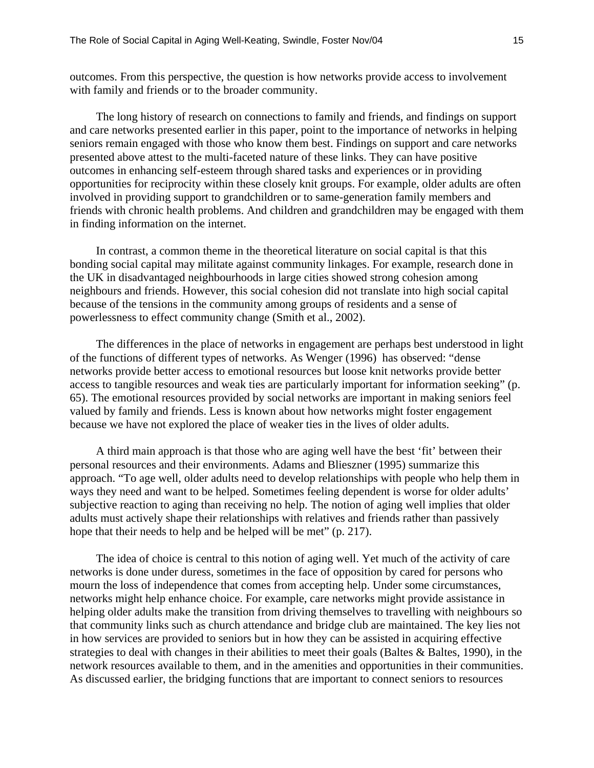outcomes. From this perspective, the question is how networks provide access to involvement with family and friends or to the broader community.

The long history of research on connections to family and friends, and findings on support and care networks presented earlier in this paper, point to the importance of networks in helping seniors remain engaged with those who know them best. Findings on support and care networks presented above attest to the multi-faceted nature of these links. They can have positive outcomes in enhancing self-esteem through shared tasks and experiences or in providing opportunities for reciprocity within these closely knit groups. For example, older adults are often involved in providing support to grandchildren or to same-generation family members and friends with chronic health problems. And children and grandchildren may be engaged with them in finding information on the internet.

In contrast, a common theme in the theoretical literature on social capital is that this bonding social capital may militate against community linkages. For example, research done in the UK in disadvantaged neighbourhoods in large cities showed strong cohesion among neighbours and friends. However, this social cohesion did not translate into high social capital because of the tensions in the community among groups of residents and a sense of powerlessness to effect community change (Smith et al., 2002).

The differences in the place of networks in engagement are perhaps best understood in light of the functions of different types of networks. As Wenger (1996) has observed: “dense networks provide better access to emotional resources but loose knit networks provide better access to tangible resources and weak ties are particularly important for information seeking” (p. 65). The emotional resources provided by social networks are important in making seniors feel valued by family and friends. Less is known about how networks might foster engagement because we have not explored the place of weaker ties in the lives of older adults.

A third main approach is that those who are aging well have the best ‘fit’ between their personal resources and their environments. Adams and Blieszner (1995) summarize this approach. “To age well, older adults need to develop relationships with people who help them in ways they need and want to be helped. Sometimes feeling dependent is worse for older adults’ subjective reaction to aging than receiving no help. The notion of aging well implies that older adults must actively shape their relationships with relatives and friends rather than passively hope that their needs to help and be helped will be met” (p. 217).

The idea of choice is central to this notion of aging well. Yet much of the activity of care networks is done under duress, sometimes in the face of opposition by cared for persons who mourn the loss of independence that comes from accepting help. Under some circumstances, networks might help enhance choice. For example, care networks might provide assistance in helping older adults make the transition from driving themselves to travelling with neighbours so that community links such as church attendance and bridge club are maintained. The key lies not in how services are provided to seniors but in how they can be assisted in acquiring effective strategies to deal with changes in their abilities to meet their goals (Baltes & Baltes, 1990), in the network resources available to them, and in the amenities and opportunities in their communities. As discussed earlier, the bridging functions that are important to connect seniors to resources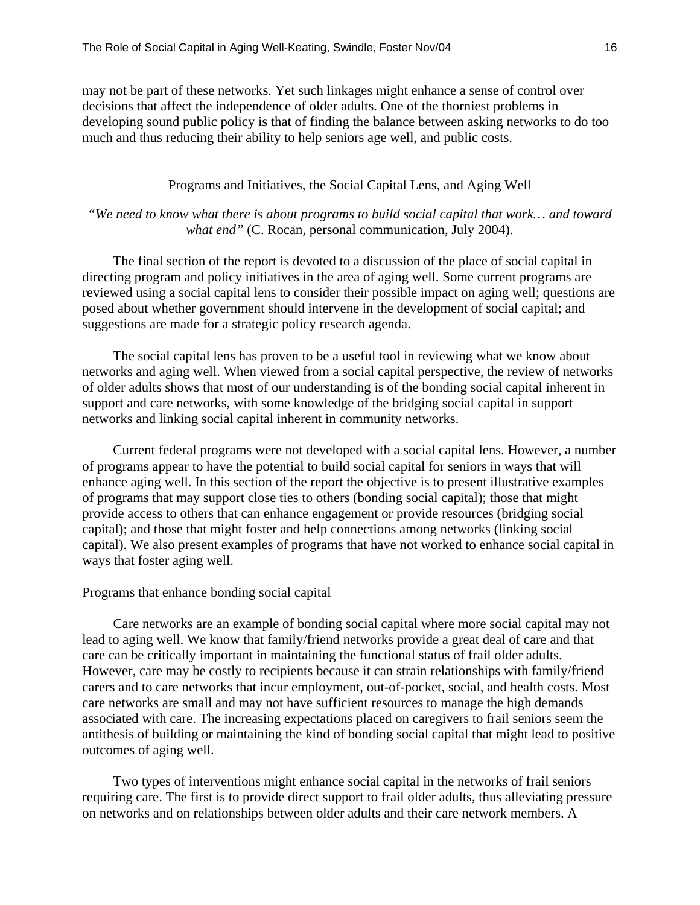may not be part of these networks. Yet such linkages might enhance a sense of control over decisions that affect the independence of older adults. One of the thorniest problems in developing sound public policy is that of finding the balance between asking networks to do too much and thus reducing their ability to help seniors age well, and public costs.

## Programs and Initiatives, the Social Capital Lens, and Aging Well

*"We need to know what there is about programs to build social capital that work… and toward what end"* (C. Rocan, personal communication, July 2004).

The final section of the report is devoted to a discussion of the place of social capital in directing program and policy initiatives in the area of aging well. Some current programs are reviewed using a social capital lens to consider their possible impact on aging well; questions are posed about whether government should intervene in the development of social capital; and suggestions are made for a strategic policy research agenda.

The social capital lens has proven to be a useful tool in reviewing what we know about networks and aging well. When viewed from a social capital perspective, the review of networks of older adults shows that most of our understanding is of the bonding social capital inherent in support and care networks, with some knowledge of the bridging social capital in support networks and linking social capital inherent in community networks.

Current federal programs were not developed with a social capital lens. However, a number of programs appear to have the potential to build social capital for seniors in ways that will enhance aging well. In this section of the report the objective is to present illustrative examples of programs that may support close ties to others (bonding social capital); those that might provide access to others that can enhance engagement or provide resources (bridging social capital); and those that might foster and help connections among networks (linking social capital). We also present examples of programs that have not worked to enhance social capital in ways that foster aging well.

### Programs that enhance bonding social capital

Care networks are an example of bonding social capital where more social capital may not lead to aging well. We know that family/friend networks provide a great deal of care and that care can be critically important in maintaining the functional status of frail older adults. However, care may be costly to recipients because it can strain relationships with family/friend carers and to care networks that incur employment, out-of-pocket, social, and health costs. Most care networks are small and may not have sufficient resources to manage the high demands associated with care. The increasing expectations placed on caregivers to frail seniors seem the antithesis of building or maintaining the kind of bonding social capital that might lead to positive outcomes of aging well.

Two types of interventions might enhance social capital in the networks of frail seniors requiring care. The first is to provide direct support to frail older adults, thus alleviating pressure on networks and on relationships between older adults and their care network members. A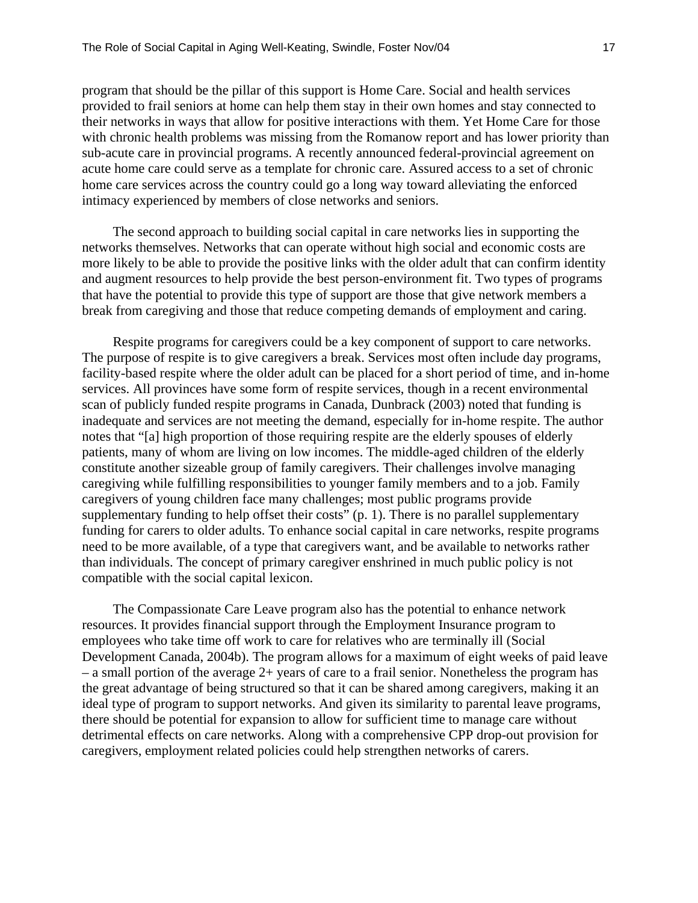program that should be the pillar of this support is Home Care. Social and health services provided to frail seniors at home can help them stay in their own homes and stay connected to their networks in ways that allow for positive interactions with them. Yet Home Care for those with chronic health problems was missing from the Romanow report and has lower priority than sub-acute care in provincial programs. A recently announced federal-provincial agreement on acute home care could serve as a template for chronic care. Assured access to a set of chronic home care services across the country could go a long way toward alleviating the enforced intimacy experienced by members of close networks and seniors.

The second approach to building social capital in care networks lies in supporting the networks themselves. Networks that can operate without high social and economic costs are more likely to be able to provide the positive links with the older adult that can confirm identity and augment resources to help provide the best person-environment fit. Two types of programs that have the potential to provide this type of support are those that give network members a break from caregiving and those that reduce competing demands of employment and caring.

Respite programs for caregivers could be a key component of support to care networks. The purpose of respite is to give caregivers a break. Services most often include day programs, facility-based respite where the older adult can be placed for a short period of time, and in-home services. All provinces have some form of respite services, though in a recent environmental scan of publicly funded respite programs in Canada, Dunbrack (2003) noted that funding is inadequate and services are not meeting the demand, especially for in-home respite. The author notes that "[a] high proportion of those requiring respite are the elderly spouses of elderly patients, many of whom are living on low incomes. The middle-aged children of the elderly constitute another sizeable group of family caregivers. Their challenges involve managing caregiving while fulfilling responsibilities to younger family members and to a job. Family caregivers of young children face many challenges; most public programs provide supplementary funding to help offset their costs" (p. 1). There is no parallel supplementary funding for carers to older adults. To enhance social capital in care networks, respite programs need to be more available, of a type that caregivers want, and be available to networks rather than individuals. The concept of primary caregiver enshrined in much public policy is not compatible with the social capital lexicon.

The Compassionate Care Leave program also has the potential to enhance network resources. It provides financial support through the Employment Insurance program to employees who take time off work to care for relatives who are terminally ill (Social Development Canada, 2004b). The program allows for a maximum of eight weeks of paid leave – a small portion of the average 2+ years of care to a frail senior. Nonetheless the program has the great advantage of being structured so that it can be shared among caregivers, making it an ideal type of program to support networks. And given its similarity to parental leave programs, there should be potential for expansion to allow for sufficient time to manage care without detrimental effects on care networks. Along with a comprehensive CPP drop-out provision for caregivers, employment related policies could help strengthen networks of carers.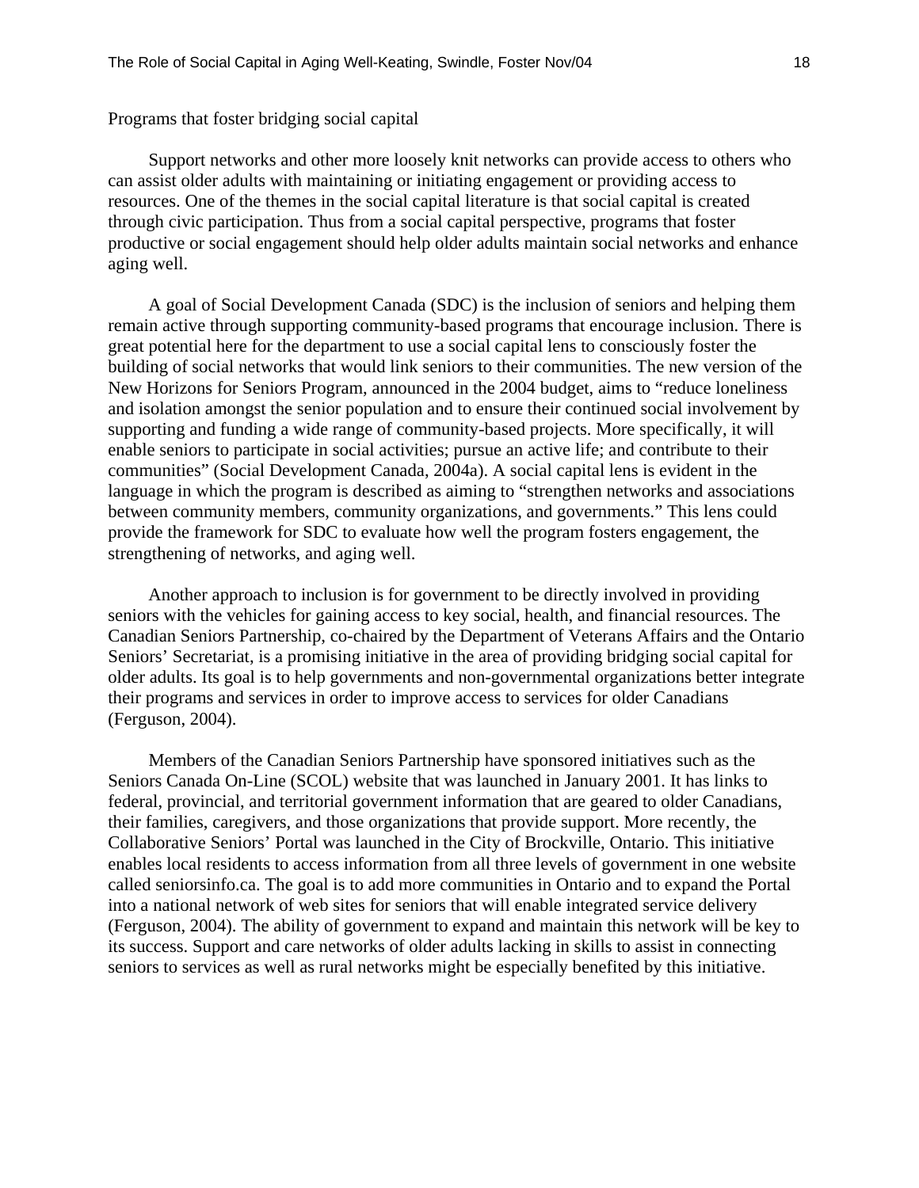## Programs that foster bridging social capital

Support networks and other more loosely knit networks can provide access to others who can assist older adults with maintaining or initiating engagement or providing access to resources. One of the themes in the social capital literature is that social capital is created through civic participation. Thus from a social capital perspective, programs that foster productive or social engagement should help older adults maintain social networks and enhance aging well.

A goal of Social Development Canada (SDC) is the inclusion of seniors and helping them remain active through supporting community-based programs that encourage inclusion. There is great potential here for the department to use a social capital lens to consciously foster the building of social networks that would link seniors to their communities. The new version of the New Horizons for Seniors Program, announced in the 2004 budget, aims to "reduce loneliness and isolation amongst the senior population and to ensure their continued social involvement by supporting and funding a wide range of community-based projects. More specifically, it will enable seniors to participate in social activities; pursue an active life; and contribute to their communities" (Social Development Canada, 2004a). A social capital lens is evident in the language in which the program is described as aiming to "strengthen networks and associations between community members, community organizations, and governments." This lens could provide the framework for SDC to evaluate how well the program fosters engagement, the strengthening of networks, and aging well.

Another approach to inclusion is for government to be directly involved in providing seniors with the vehicles for gaining access to key social, health, and financial resources. The Canadian Seniors Partnership, co-chaired by the Department of Veterans Affairs and the Ontario Seniors' Secretariat, is a promising initiative in the area of providing bridging social capital for older adults. Its goal is to help governments and non-governmental organizations better integrate their programs and services in order to improve access to services for older Canadians (Ferguson, 2004).

Members of the Canadian Seniors Partnership have sponsored initiatives such as the Seniors Canada On-Line (SCOL) website that was launched in January 2001. It has links to federal, provincial, and territorial government information that are geared to older Canadians, their families, caregivers, and those organizations that provide support. More recently, the Collaborative Seniors' Portal was launched in the City of Brockville, Ontario. This initiative enables local residents to access information from all three levels of government in one website called seniorsinfo.ca. The goal is to add more communities in Ontario and to expand the Portal into a national network of web sites for seniors that will enable integrated service delivery (Ferguson, 2004). The ability of government to expand and maintain this network will be key to its success. Support and care networks of older adults lacking in skills to assist in connecting seniors to services as well as rural networks might be especially benefited by this initiative.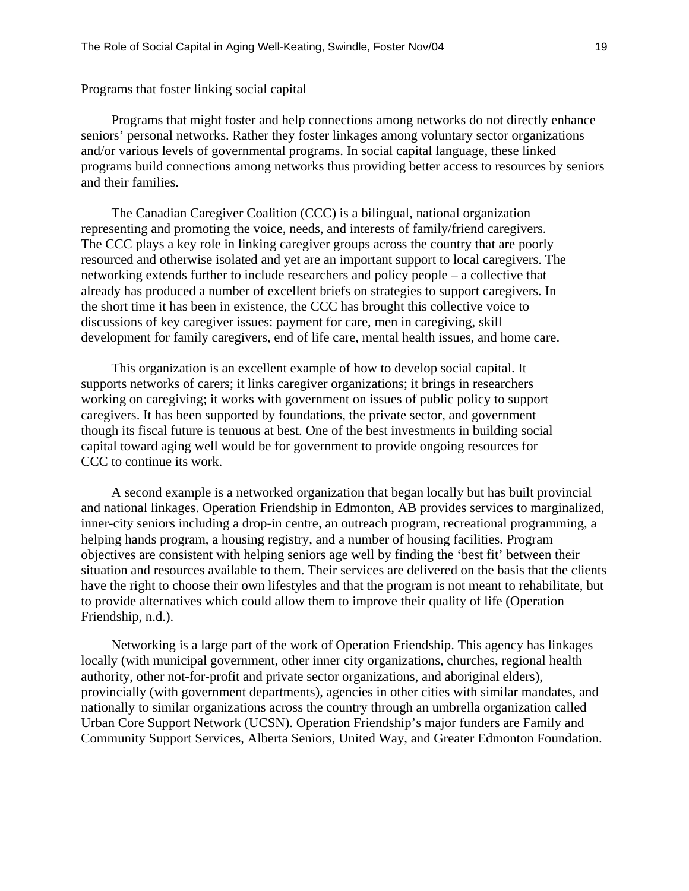### Programs that foster linking social capital

Programs that might foster and help connections among networks do not directly enhance seniors' personal networks. Rather they foster linkages among voluntary sector organizations and/or various levels of governmental programs. In social capital language, these linked programs build connections among networks thus providing better access to resources by seniors and their families.

The Canadian Caregiver Coalition (CCC) is a bilingual, national organization representing and promoting the voice, needs, and interests of family/friend caregivers. The CCC plays a key role in linking caregiver groups across the country that are poorly resourced and otherwise isolated and yet are an important support to local caregivers. The networking extends further to include researchers and policy people – a collective that already has produced a number of excellent briefs on strategies to support caregivers. In the short time it has been in existence, the CCC has brought this collective voice to discussions of key caregiver issues: payment for care, men in caregiving, skill development for family caregivers, end of life care, mental health issues, and home care.

This organization is an excellent example of how to develop social capital. It supports networks of carers; it links caregiver organizations; it brings in researchers working on caregiving; it works with government on issues of public policy to support caregivers. It has been supported by foundations, the private sector, and government though its fiscal future is tenuous at best. One of the best investments in building social capital toward aging well would be for government to provide ongoing resources for CCC to continue its work.

A second example is a networked organization that began locally but has built provincial and national linkages. Operation Friendship in Edmonton, AB provides services to marginalized, inner-city seniors including a drop-in centre, an outreach program, recreational programming, a helping hands program, a housing registry, and a number of housing facilities. Program objectives are consistent with helping seniors age well by finding the 'best fit' between their situation and resources available to them. Their services are delivered on the basis that the clients have the right to choose their own lifestyles and that the program is not meant to rehabilitate, but to provide alternatives which could allow them to improve their quality of life (Operation Friendship, n.d.).

Networking is a large part of the work of Operation Friendship. This agency has linkages locally (with municipal government, other inner city organizations, churches, regional health authority, other not-for-profit and private sector organizations, and aboriginal elders), provincially (with government departments), agencies in other cities with similar mandates, and nationally to similar organizations across the country through an umbrella organization called Urban Core Support Network (UCSN). Operation Friendship's major funders are Family and Community Support Services, Alberta Seniors, United Way, and Greater Edmonton Foundation.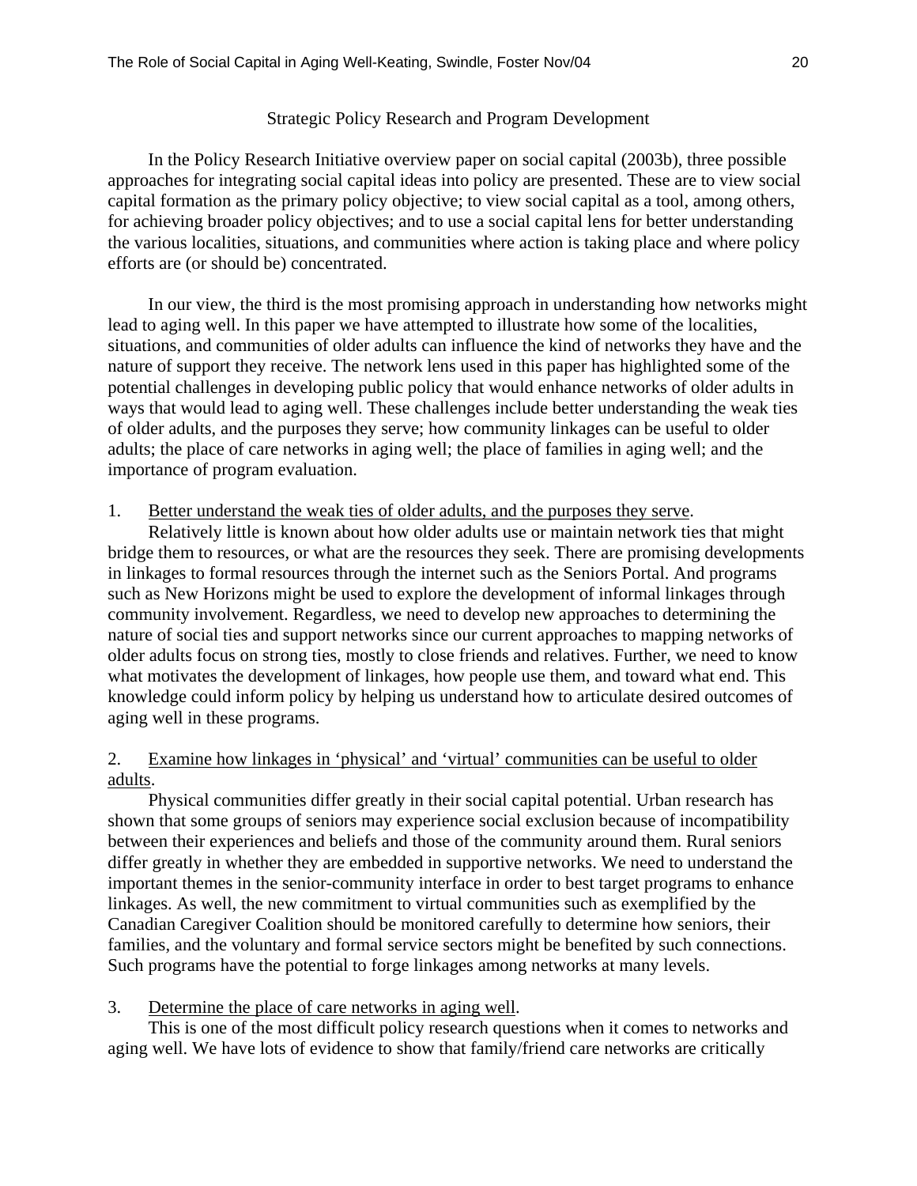## Strategic Policy Research and Program Development

In the Policy Research Initiative overview paper on social capital (2003b), three possible approaches for integrating social capital ideas into policy are presented. These are to view social capital formation as the primary policy objective; to view social capital as a tool, among others, for achieving broader policy objectives; and to use a social capital lens for better understanding the various localities, situations, and communities where action is taking place and where policy efforts are (or should be) concentrated.

In our view, the third is the most promising approach in understanding how networks might lead to aging well. In this paper we have attempted to illustrate how some of the localities, situations, and communities of older adults can influence the kind of networks they have and the nature of support they receive. The network lens used in this paper has highlighted some of the potential challenges in developing public policy that would enhance networks of older adults in ways that would lead to aging well. These challenges include better understanding the weak ties of older adults, and the purposes they serve; how community linkages can be useful to older adults; the place of care networks in aging well; the place of families in aging well; and the importance of program evaluation.

1. <u>Better understand the weak ties of older adults, and the purposes they serve</u>.

Relatively little is known about how older adults use or maintain network ties that might bridge them to resources, or what are the resources they seek. There are promising developments in linkages to formal resources through the internet such as the Seniors Portal. And programs such as New Horizons might be used to explore the development of informal linkages through community involvement. Regardless, we need to develop new approaches to determining the nature of social ties and support networks since our current approaches to mapping networks of older adults focus on strong ties, mostly to close friends and relatives. Further, we need to know what motivates the development of linkages, how people use them, and toward what end. This knowledge could inform policy by helping us understand how to articulate desired outcomes of aging well in these programs.

2. <u>Examine how linkages in 'physical' and 'virtual' communities can be useful to older adults</u>.

Physical communities differ greatly in their social capital potential. Urban research has shown that some groups of seniors may experience social exclusion because of incompatibility between their experiences and beliefs and those of the community around them. Rural seniors differ greatly in whether they are embedded in supportive networks. We need to understand the important themes in the senior-community interface in order to best target programs to enhance linkages. As well, the new commitment to virtual communities such as exemplified by the Canadian Caregiver Coalition should be monitored carefully to determine how seniors, their families, and the voluntary and formal service sectors might be benefited by such connections. Such programs have the potential to forge linkages among networks at many levels.

3. <u>Determine the place of care networks in aging well</u>.

This is one of the most difficult policy research questions when it comes to networks and aging well. We have lots of evidence to show that family/friend care networks are critically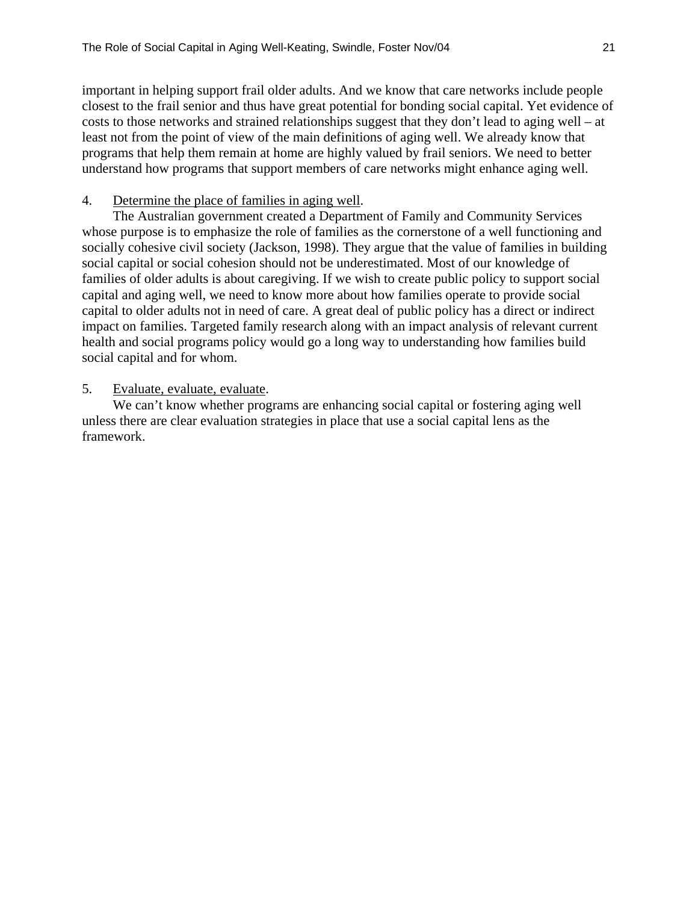important in helping support frail older adults. And we know that care networks include people closest to the frail senior and thus have great potential for bonding social capital. Yet evidence of costs to those networks and strained relationships suggest that they don't lead to aging well – at least not from the point of view of the main definitions of aging well. We already know that programs that help them remain at home are highly valued by frail seniors. We need to better understand how programs that support members of care networks might enhance aging well.

4. <u>Determine the place of families in aging well</u>.

The Australian government created a Department of Family and Community Services whose purpose is to emphasize the role of families as the cornerstone of a well functioning and socially cohesive civil society (Jackson, 1998). They argue that the value of families in building social capital or social cohesion should not be underestimated. Most of our knowledge of families of older adults is about caregiving. If we wish to create public policy to support social capital and aging well, we need to know more about how families operate to provide social capital to older adults not in need of care. A great deal of public policy has a direct or indirect impact on families. Targeted family research along with an impact analysis of relevant current health and social programs policy would go a long way to understanding how families build social capital and for whom.

5. <u>Evaluate, evaluate, evaluate</u>.

We can't know whether programs are enhancing social capital or fostering aging well unless there are clear evaluation strategies in place that use a social capital lens as the framework.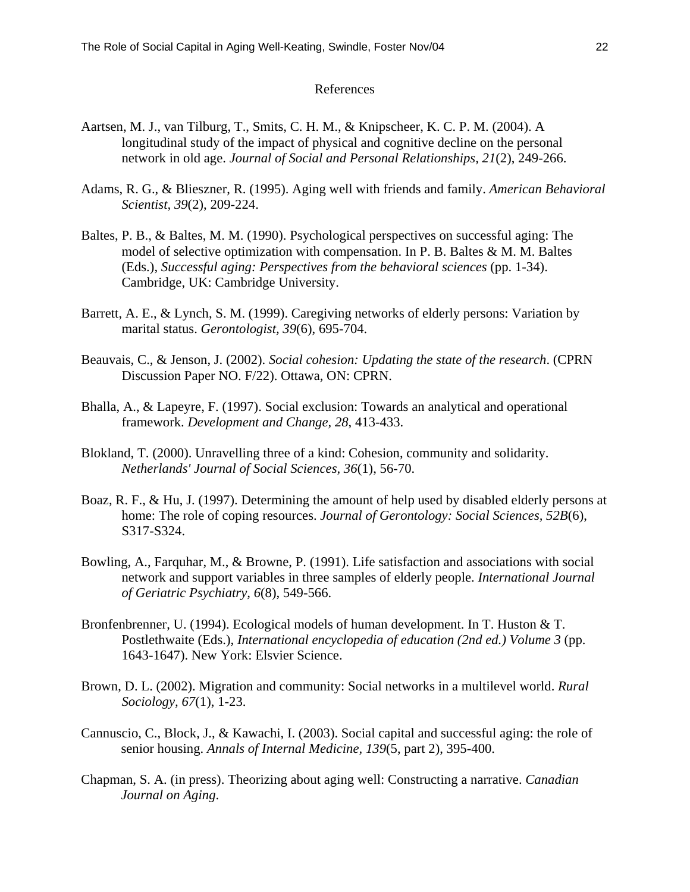References

Aartsen, M. J., van Tilburg, T., Smits, C. H. M., & Knipscheer, K. C. P. M. (2004). A longitudinal study of the impact of physical and cognitive decline on the personal network in old age. *Journal of Social and Personal Relationships, 21*(2), 249-266.

Adams, R. G., & Blieszner, R. (1995). Aging well with friends and family. *American Behavioral Scientist, 39*(2), 209-224.

Baltes, P. B., & Baltes, M. M. (1990). Psychological perspectives on successful aging: The model of selective optimization with compensation. In P. B. Baltes & M. M. Baltes (Eds.), *Successful aging: Perspectives from the behavioral sciences* (pp. 1-34). Cambridge, UK: Cambridge University.

Barrett, A. E., & Lynch, S. M. (1999). Caregiving networks of elderly persons: Variation by marital status. *Gerontologist, 39*(6), 695-704.

Beauvais, C., & Jenson, J. (2002). *Social cohesion: Updating the state of the research*. (CPRN Discussion Paper NO. F/22). Ottawa, ON: CPRN.

Bhalla, A., & Lapeyre, F. (1997). Social exclusion: Towards an analytical and operational framework. *Development and Change, 28,* 413-433.

Blokland, T. (2000). Unravelling three of a kind: Cohesion, community and solidarity. *Netherlands' Journal of Social Sciences, 36*(1), 56-70.

Boaz, R. F., & Hu, J. (1997). Determining the amount of help used by disabled elderly persons at home: The role of coping resources. *Journal of Gerontology: Social Sciences, 52B*(6), S317-S324.

Bowling, A., Farquhar, M., & Browne, P. (1991). Life satisfaction and associations with social network and support variables in three samples of elderly people. *International Journal of Geriatric Psychiatry, 6*(8), 549-566.

Bronfenbrenner, U. (1994). Ecological models of human development. In T. Huston & T. Postlethwaite (Eds.), *International encyclopedia of education (2nd ed.) Volume 3* (pp. 1643-1647). New York: Elsvier Science.

Brown, D. L. (2002). Migration and community: Social networks in a multilevel world. *Rural Sociology, 67*(1), 1-23.

Cannuscio, C., Block, J., & Kawachi, I. (2003). Social capital and successful aging: the role of senior housing. *Annals of Internal Medicine, 139*(5, part 2), 395-400.

Chapman, S. A. (in press). Theorizing about aging well: Constructing a narrative. *Canadian Journal on Aging.*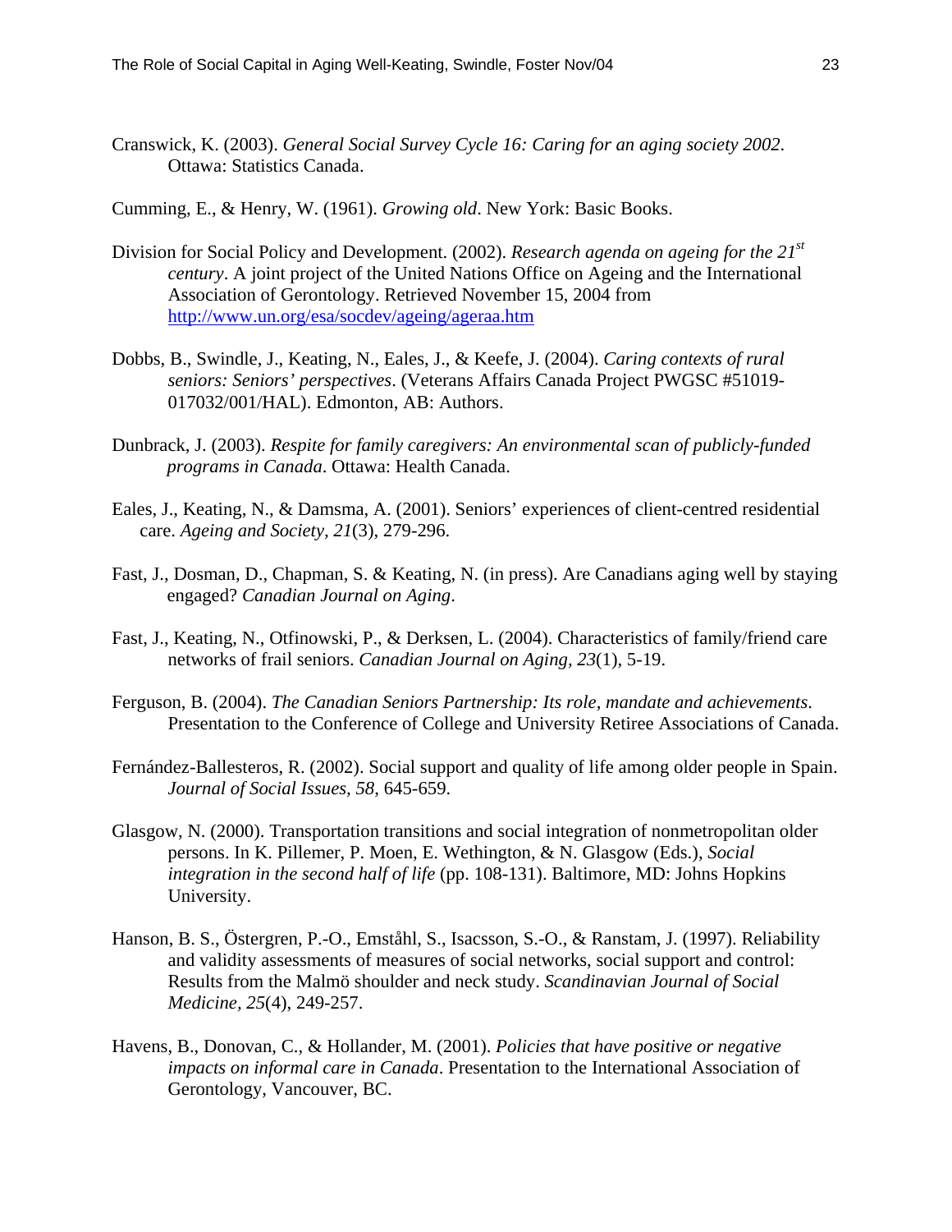Cranswick, K. (2003). *General Social Survey Cycle 16: Caring for an aging society 2002*. Ottawa: Statistics Canada.

Cumming, E., & Henry, W. (1961). *Growing old*. New York: Basic Books.

Division for Social Policy and Development. (2002). *Research agenda on ageing for the 21st century*. A joint project of the United Nations Office on Ageing and the International Association of Gerontology. Retrieved November 15, 2004 from http://www.un.org/esa/socdev/ageing/ageraa.htm

Dobbs, B., Swindle, J., Keating, N., Eales, J., & Keefe, J. (2004). *Caring contexts of rural seniors: Seniors' perspectives*. (Veterans Affairs Canada Project PWGSC #51019-017032/001/HAL). Edmonton, AB: Authors.

Dunbrack, J. (2003). *Respite for family caregivers: An environmental scan of publicly-funded programs in Canada*. Ottawa: Health Canada.

Eales, J., Keating, N., & Damsma, A. (2001). Seniors' experiences of client-centred residential care. *Ageing and Society, 21*(3), 279-296.

Fast, J., Dosman, D., Chapman, S. & Keating, N. (in press). Are Canadians aging well by staying engaged? *Canadian Journal on Aging*.

Fast, J., Keating, N., Otfinowski, P., & Derksen, L. (2004). Characteristics of family/friend care networks of frail seniors. *Canadian Journal on Aging, 23*(1), 5-19.

Ferguson, B. (2004). *The Canadian Seniors Partnership: Its role, mandate and achievements*. Presentation to the Conference of College and University Retiree Associations of Canada.

Fernández-Ballesteros, R. (2002). Social support and quality of life among older people in Spain. *Journal of Social Issues, 58*, 645-659.

Glasgow, N. (2000). Transportation transitions and social integration of nonmetropolitan older persons. In K. Pillemer, P. Moen, E. Wethington, & N. Glasgow (Eds.), *Social integration in the second half of life* (pp. 108-131). Baltimore, MD: Johns Hopkins University.

Hanson, B. S., Östergren, P.-O., Emståhl, S., Isacsson, S.-O., & Ranstam, J. (1997). Reliability and validity assessments of measures of social networks, social support and control: Results from the Malmö shoulder and neck study. *Scandinavian Journal of Social Medicine, 25*(4), 249-257.

Havens, B., Donovan, C., & Hollander, M. (2001). *Policies that have positive or negative impacts on informal care in Canada*. Presentation to the International Association of Gerontology, Vancouver, BC.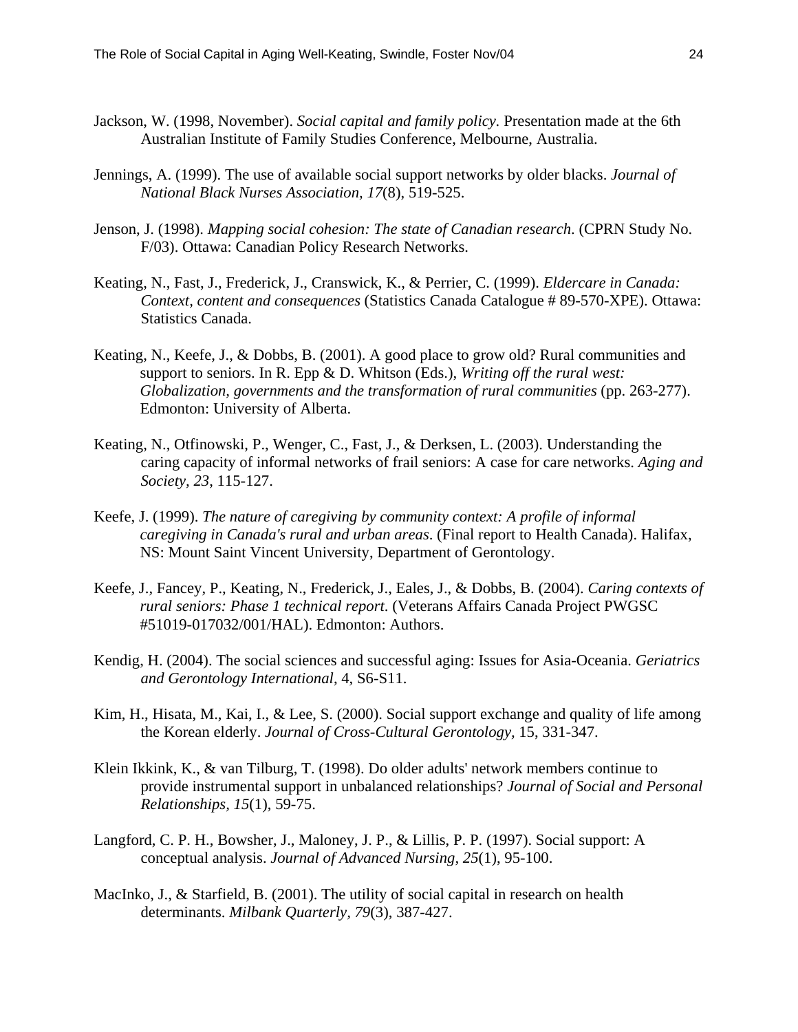Jackson, W. (1998, November). *Social capital and family policy.* Presentation made at the 6th Australian Institute of Family Studies Conference, Melbourne, Australia.

Jennings, A. (1999). The use of available social support networks by older blacks. *Journal of National Black Nurses Association, 17*(8), 519-525.

Jenson, J. (1998). *Mapping social cohesion: The state of Canadian research.* (CPRN Study No. F/03). Ottawa: Canadian Policy Research Networks.

Keating, N., Fast, J., Frederick, J., Cranswick, K., & Perrier, C. (1999). *Eldercare in Canada: Context, content and consequences* (Statistics Canada Catalogue # 89-570-XPE). Ottawa: Statistics Canada.

Keating, N., Keefe, J., & Dobbs, B. (2001). A good place to grow old? Rural communities and support to seniors. In R. Epp & D. Whitson (Eds.), *Writing off the rural west: Globalization, governments and the transformation of rural communities* (pp. 263-277). Edmonton: University of Alberta.

Keating, N., Otfinowski, P., Wenger, C., Fast, J., & Derksen, L. (2003). Understanding the caring capacity of informal networks of frail seniors: A case for care networks. *Aging and Society, 23,* 115-127.

Keefe, J. (1999). *The nature of caregiving by community context: A profile of informal caregiving in Canada's rural and urban areas.* (Final report to Health Canada). Halifax, NS: Mount Saint Vincent University, Department of Gerontology.

Keefe, J., Fancey, P., Keating, N., Frederick, J., Eales, J., & Dobbs, B. (2004). *Caring contexts of rural seniors: Phase 1 technical report.* (Veterans Affairs Canada Project PWGSC #51019-017032/001/HAL). Edmonton: Authors.

Kendig, H. (2004). The social sciences and successful aging: Issues for Asia-Oceania. *Geriatrics and Gerontology International*, 4, S6-S11.

Kim, H., Hisata, M., Kai, I., & Lee, S. (2000). Social support exchange and quality of life among the Korean elderly. *Journal of Cross-Cultural Gerontology,* 15, 331-347.

Klein Ikkink, K., & van Tilburg, T. (1998). Do older adults' network members continue to provide instrumental support in unbalanced relationships? *Journal of Social and Personal Relationships, 15*(1), 59-75.

Langford, C. P. H., Bowsher, J., Maloney, J. P., & Lillis, P. P. (1997). Social support: A conceptual analysis. *Journal of Advanced Nursing, 25*(1), 95-100.

MacInko, J., & Starfield, B. (2001). The utility of social capital in research on health determinants. *Milbank Quarterly, 79*(3), 387-427.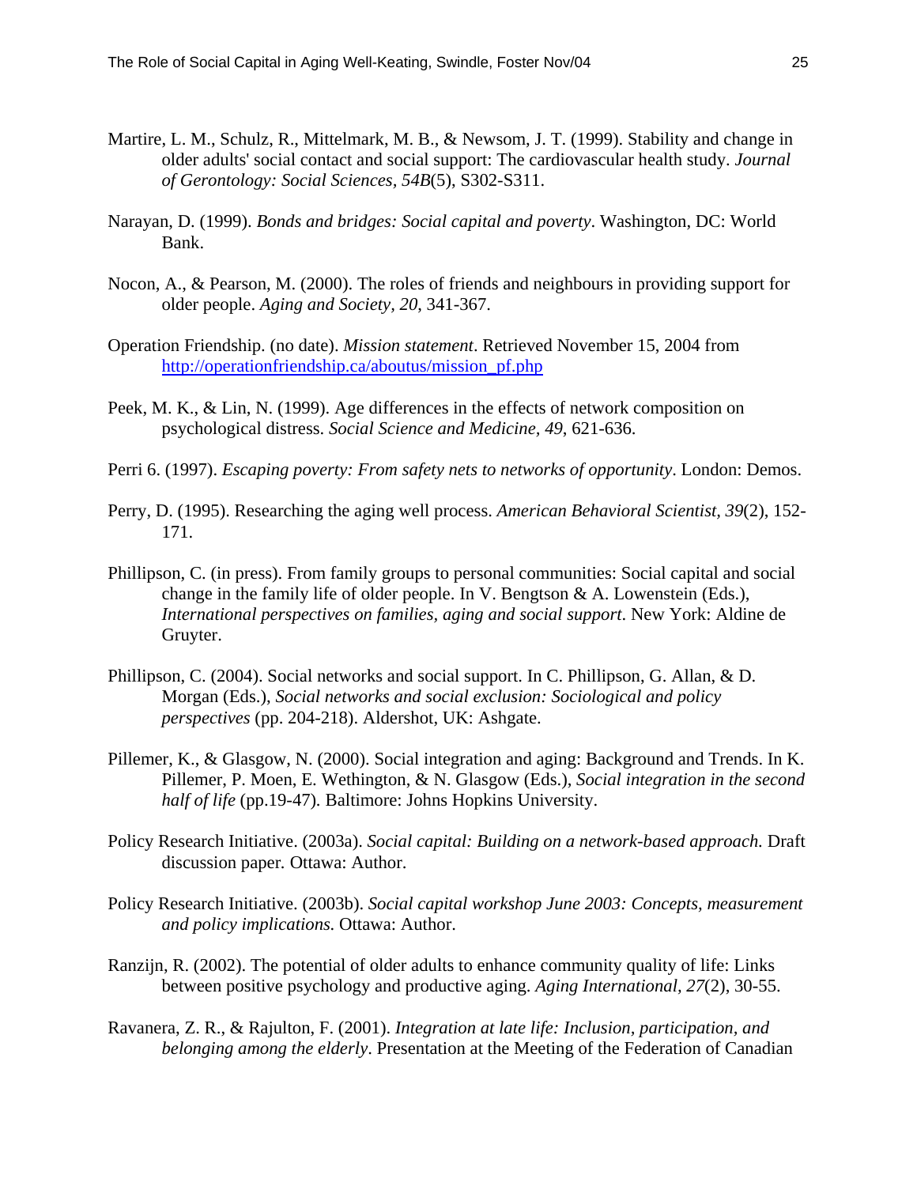Martire, L. M., Schulz, R., Mittelmark, M. B., & Newsom, J. T. (1999). Stability and change in older adults' social contact and social support: The cardiovascular health study. *Journal of Gerontology: Social Sciences, 54B*(5), S302-S311.

Narayan, D. (1999). *Bonds and bridges: Social capital and poverty*. Washington, DC: World Bank.

Nocon, A., & Pearson, M. (2000). The roles of friends and neighbours in providing support for older people. *Aging and Society, 20*, 341-367.

Operation Friendship. (no date). *Mission statement*. Retrieved November 15, 2004 from http://operationfriendship.ca/aboutus/mission_pf.php

Peek, M. K., & Lin, N. (1999). Age differences in the effects of network composition on psychological distress. *Social Science and Medicine, 49*, 621-636.

Perri 6. (1997). *Escaping poverty: From safety nets to networks of opportunity*. London: Demos.

Perry, D. (1995). Researching the aging well process. *American Behavioral Scientist, 39*(2), 152-171.

Phillipson, C. (in press). From family groups to personal communities: Social capital and social change in the family life of older people. In V. Bengtson & A. Lowenstein (Eds.), *International perspectives on families, aging and social support*. New York: Aldine de Gruyter.

Phillipson, C. (2004). Social networks and social support. In C. Phillipson, G. Allan, & D. Morgan (Eds.), *Social networks and social exclusion: Sociological and policy perspectives* (pp. 204-218). Aldershot, UK: Ashgate.

Pillemer, K., & Glasgow, N. (2000). Social integration and aging: Background and Trends. In K. Pillemer, P. Moen, E. Wethington, & N. Glasgow (Eds.), *Social integration in the second half of life* (pp.19-47). Baltimore: Johns Hopkins University.

Policy Research Initiative. (2003a). *Social capital: Building on a network-based approach*. Draft discussion paper. Ottawa: Author.

Policy Research Initiative. (2003b). *Social capital workshop June 2003: Concepts, measurement and policy implications.* Ottawa: Author.

Ranzijn, R. (2002). The potential of older adults to enhance community quality of life: Links between positive psychology and productive aging. *Aging International, 27*(2), 30-55.

Ravanera, Z. R., & Rajulton, F. (2001). *Integration at late life: Inclusion, participation, and belonging among the elderly*. Presentation at the Meeting of the Federation of Canadian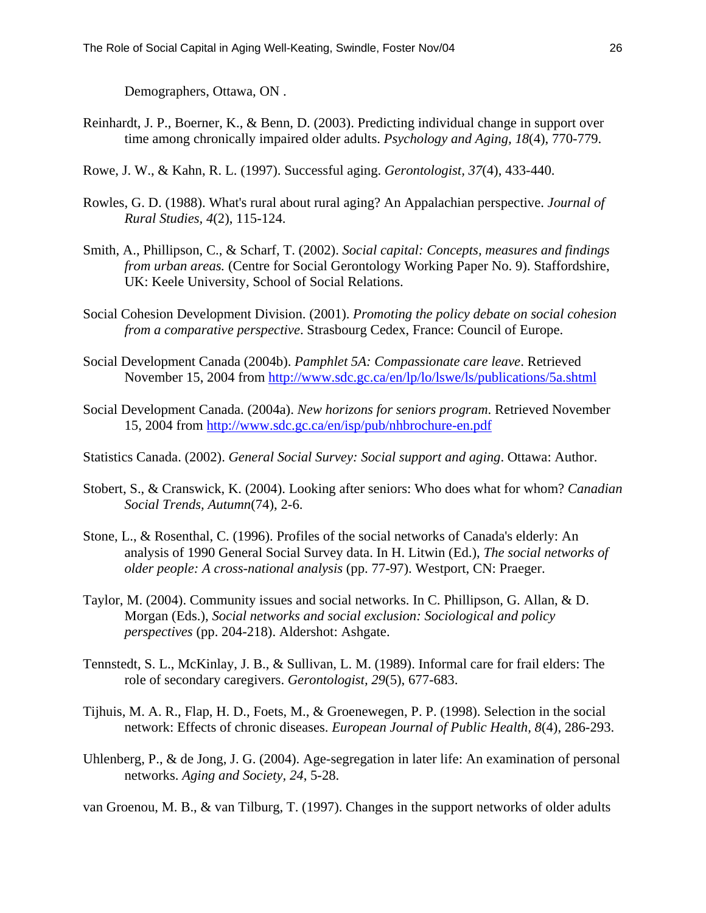Demographers, Ottawa, ON .

Reinhardt, J. P., Boerner, K., & Benn, D. (2003). Predicting individual change in support over time among chronically impaired older adults. *Psychology and Aging, 18*(4), 770-779.

Rowe, J. W., & Kahn, R. L. (1997). Successful aging. *Gerontologist, 37*(4), 433-440.

Rowles, G. D. (1988). What's rural about rural aging? An Appalachian perspective. *Journal of Rural Studies*, *4*(2), 115-124.

Smith, A., Phillipson, C., & Scharf, T. (2002). *Social capital: Concepts, measures and findings from urban areas.* (Centre for Social Gerontology Working Paper No. 9). Staffordshire, UK: Keele University, School of Social Relations.

Social Cohesion Development Division. (2001). *Promoting the policy debate on social cohesion from a comparative perspective*. Strasbourg Cedex, France: Council of Europe.

Social Development Canada (2004b). *Pamphlet 5A: Compassionate care leave*. Retrieved November 15, 2004 from http://www.sdc.gc.ca/en/lp/lo/lswe/ls/publications/5a.shtml

Social Development Canada. (2004a). *New horizons for seniors program*. Retrieved November 15, 2004 from http://www.sdc.gc.ca/en/isp/pub/nhbrochure-en.pdf

Statistics Canada. (2002). *General Social Survey: Social support and aging*. Ottawa: Author.

Stobert, S., & Cranswick, K. (2004). Looking after seniors: Who does what for whom? *Canadian Social Trends, Autumn*(74), 2-6.

Stone, L., & Rosenthal, C. (1996). Profiles of the social networks of Canada's elderly: An analysis of 1990 General Social Survey data. In H. Litwin (Ed.), *The social networks of older people: A cross-national analysis* (pp. 77-97). Westport, CN: Praeger.

Taylor, M. (2004). Community issues and social networks. In C. Phillipson, G. Allan, & D. Morgan (Eds.), *Social networks and social exclusion: Sociological and policy perspectives* (pp. 204-218). Aldershot: Ashgate.

Tennstedt, S. L., McKinlay, J. B., & Sullivan, L. M. (1989). Informal care for frail elders: The role of secondary caregivers. *Gerontologist, 29*(5), 677-683.

Tijhuis, M. A. R., Flap, H. D., Foets, M., & Groenewegen, P. P. (1998). Selection in the social network: Effects of chronic diseases. *European Journal of Public Health, 8*(4), 286-293.

Uhlenberg, P., & de Jong, J. G. (2004). Age-segregation in later life: An examination of personal networks. *Aging and Society, 24*, 5-28.

van Groenou, M. B., & van Tilburg, T. (1997). Changes in the support networks of older adults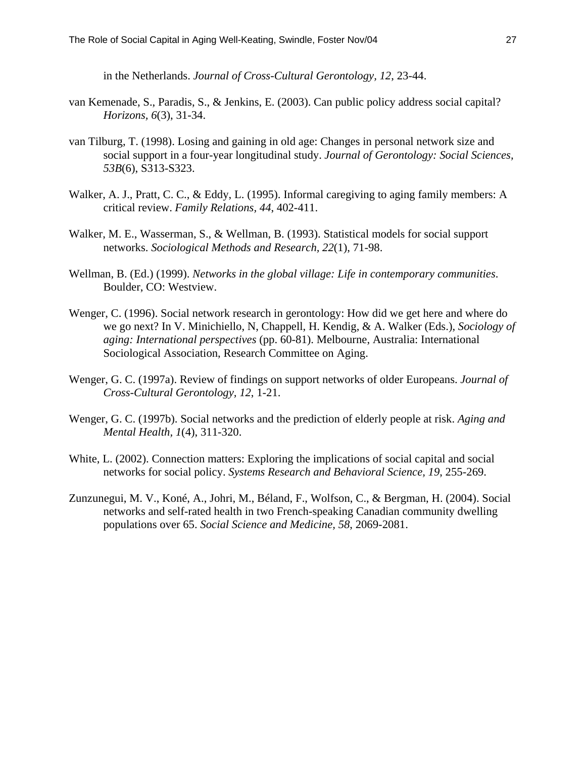in the Netherlands. *Journal of Cross-Cultural Gerontology*, *12*, 23-44.

van Kemenade, S., Paradis, S., & Jenkins, E. (2003). Can public policy address social capital? *Horizons*, *6*(3), 31-34.

van Tilburg, T. (1998). Losing and gaining in old age: Changes in personal network size and social support in a four-year longitudinal study. *Journal of Gerontology: Social Sciences*, *53B*(6), S313-S323.

Walker, A. J., Pratt, C. C., & Eddy, L. (1995). Informal caregiving to aging family members: A critical review. *Family Relations*, *44*, 402-411.

Walker, M. E., Wasserman, S., & Wellman, B. (1993). Statistical models for social support networks. *Sociological Methods and Research*, *22*(1), 71-98.

Wellman, B. (Ed.) (1999). *Networks in the global village: Life in contemporary communities*. Boulder, CO: Westview.

Wenger, C. (1996). Social network research in gerontology: How did we get here and where do we go next? In V. Minichiello, N, Chappell, H. Kendig, & A. Walker (Eds.), *Sociology of aging: International perspectives* (pp. 60-81). Melbourne, Australia: International Sociological Association, Research Committee on Aging.

Wenger, G. C. (1997a). Review of findings on support networks of older Europeans. *Journal of Cross-Cultural Gerontology, 12,* 1-21.

Wenger, G. C. (1997b). Social networks and the prediction of elderly people at risk. *Aging and Mental Health*, *1*(4), 311-320.

White, L. (2002). Connection matters: Exploring the implications of social capital and social networks for social policy. *Systems Research and Behavioral Science, 19*, 255-269.

Zunzunegui, M. V., Koné, A., Johri, M., Béland, F., Wolfson, C., & Bergman, H. (2004). Social networks and self-rated health in two French-speaking Canadian community dwelling populations over 65. *Social Science and Medicine, 58*, 2069-2081.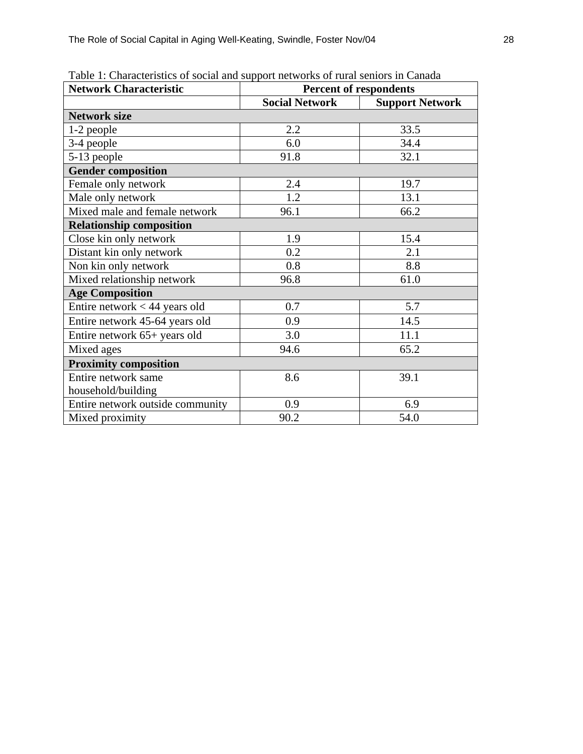Table 1: Characteristics of social and support networks of rural seniors in Canada

| Network Characteristic | Percent of respondents | |
|---|---|---|
| | Social Network | Support Network |
| **Network size** | | |
| 1-2 people | 2.2 | 33.5 |
| 3-4 people | 6.0 | 34.4 |
| 5-13 people | 91.8 | 32.1 |
| **Gender composition** | | |
| Female only network | 2.4 | 19.7 |
| Male only network | 1.2 | 13.1 |
| Mixed male and female network | 96.1 | 66.2 |
| **Relationship composition** | | |
| Close kin only network | 1.9 | 15.4 |
| Distant kin only network | 0.2 | 2.1 |
| Non kin only network | 0.8 | 8.8 |
| Mixed relationship network | 96.8 | 61.0 |
| **Age Composition** | | |
| Entire network < 44 years old | 0.7 | 5.7 |
| Entire network 45-64 years old | 0.9 | 14.5 |
| Entire network 65+ years old | 3.0 | 11.1 |
| Mixed ages | 94.6 | 65.2 |
| **Proximity composition** | | |
| Entire network same household/building | 8.6 | 39.1 |
| Entire network outside community | 0.9 | 6.9 |
| Mixed proximity | 90.2 | 54.0 |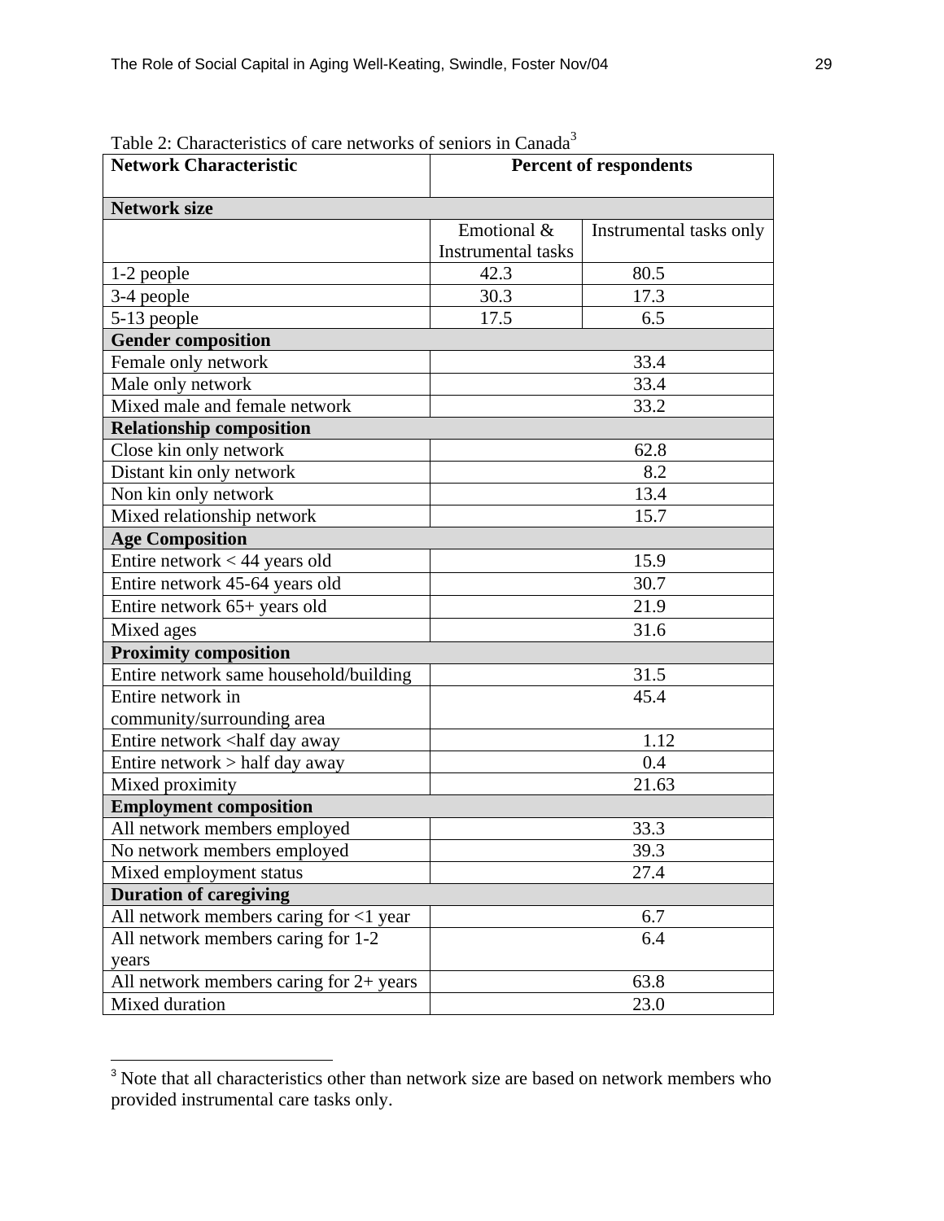Table 2: Characteristics of care networks of seniors in Canada[3]

| Network Characteristic | Percent of respondents | |
|---|---|---|
| **Network size** | | |
| | Emotional & Instrumental tasks | Instrumental tasks only |
| 1-2 people | 42.3 | 80.5 |
| 3-4 people | 30.3 | 17.3 |
| 5-13 people | 17.5 | 6.5 |
| **Gender composition** | | |
| Female only network | 33.4 | |
| Male only network | 33.4 | |
| Mixed male and female network | 33.2 | |
| **Relationship composition** | | |
| Close kin only network | 62.8 | |
| Distant kin only network | 8.2 | |
| Non kin only network | 13.4 | |
| Mixed relationship network | 15.7 | |
| **Age Composition** | | |
| Entire network < 44 years old | 15.9 | |
| Entire network 45-64 years old | 30.7 | |
| Entire network 65+ years old | 21.9 | |
| Mixed ages | 31.6 | |
| **Proximity composition** | | |
| Entire network same household/building | 31.5 | |
| Entire network in community/surrounding area | 45.4 | |
| Entire network <half day away | 1.12 | |
| Entire network > half day away | 0.4 | |
| Mixed proximity | 21.63 | |
| **Employment composition** | | |
| All network members employed | 33.3 | |
| No network members employed | 39.3 | |
| Mixed employment status | 27.4 | |
| **Duration of caregiving** | | |
| All network members caring for <1 year | 6.7 | |
| All network members caring for 1-2 years | 6.4 | |
| All network members caring for 2+ years | 63.8 | |
| Mixed duration | 23.0 | |

[3] Note that all characteristics other than network size are based on network members who provided instrumental care tasks only.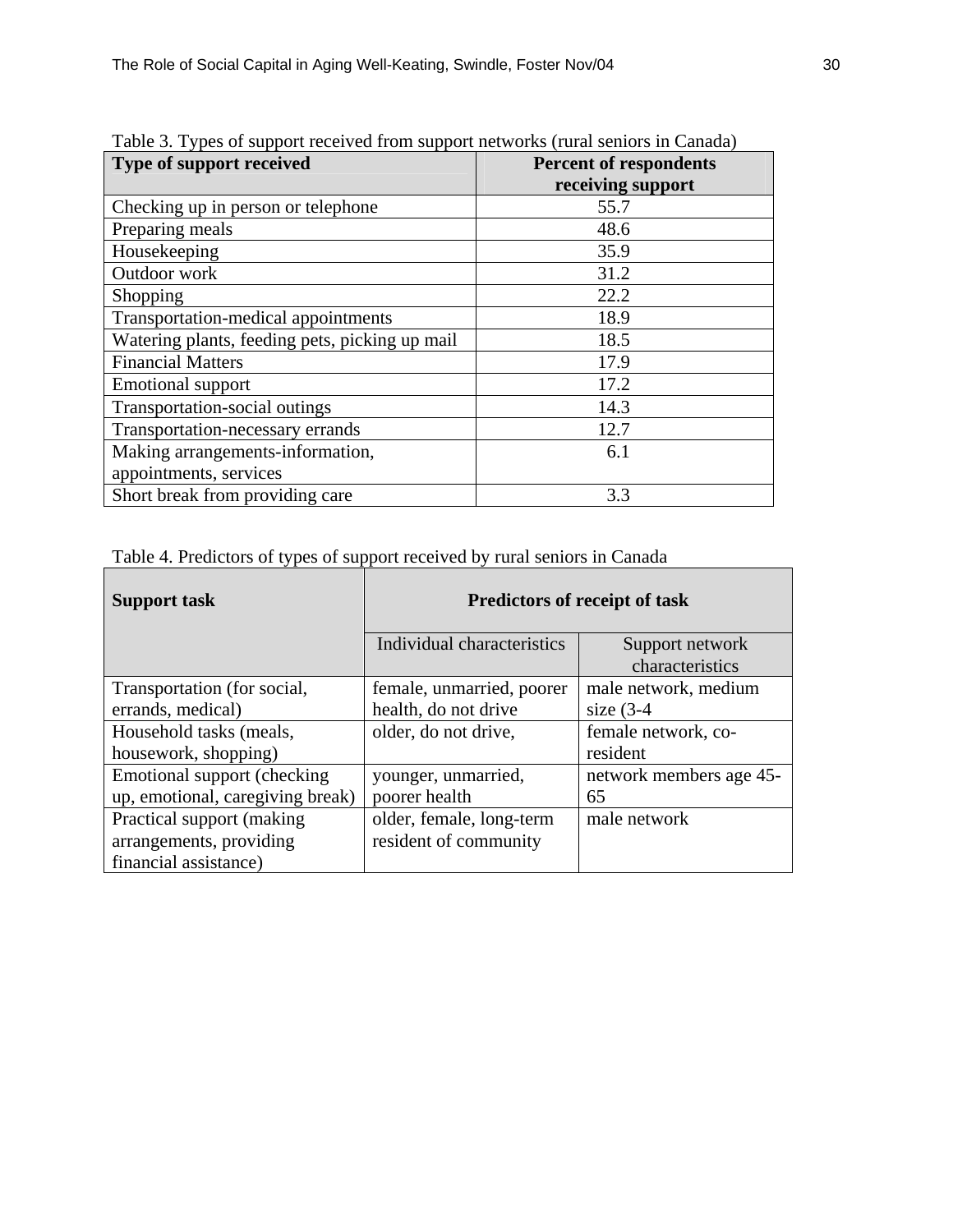Table 3. Types of support received from support networks (rural seniors in Canada)

| Type of support received | Percent of respondents receiving support |
|---|---|
| Checking up in person or telephone | 55.7 |
| Preparing meals | 48.6 |
| Housekeeping | 35.9 |
| Outdoor work | 31.2 |
| Shopping | 22.2 |
| Transportation-medical appointments | 18.9 |
| Watering plants, feeding pets, picking up mail | 18.5 |
| Financial Matters | 17.9 |
| Emotional support | 17.2 |
| Transportation-social outings | 14.3 |
| Transportation-necessary errands | 12.7 |
| Making arrangements-information, appointments, services | 6.1 |
| Short break from providing care | 3.3 |

Table 4. Predictors of types of support received by rural seniors in Canada

| Support task | Predictors of receipt of task | |
|---|---|---|
| | Individual characteristics | Support network characteristics |
| Transportation (for social, errands, medical) | female, unmarried, poorer health, do not drive | male network, medium size (3-4 |
| Household tasks (meals, housework, shopping) | older, do not drive, | female network, co-resident |
| Emotional support (checking up, emotional, caregiving break) | younger, unmarried, poorer health | network members age 45-65 |
| Practical support (making arrangements, providing financial assistance) | older, female, long-term resident of community | male network |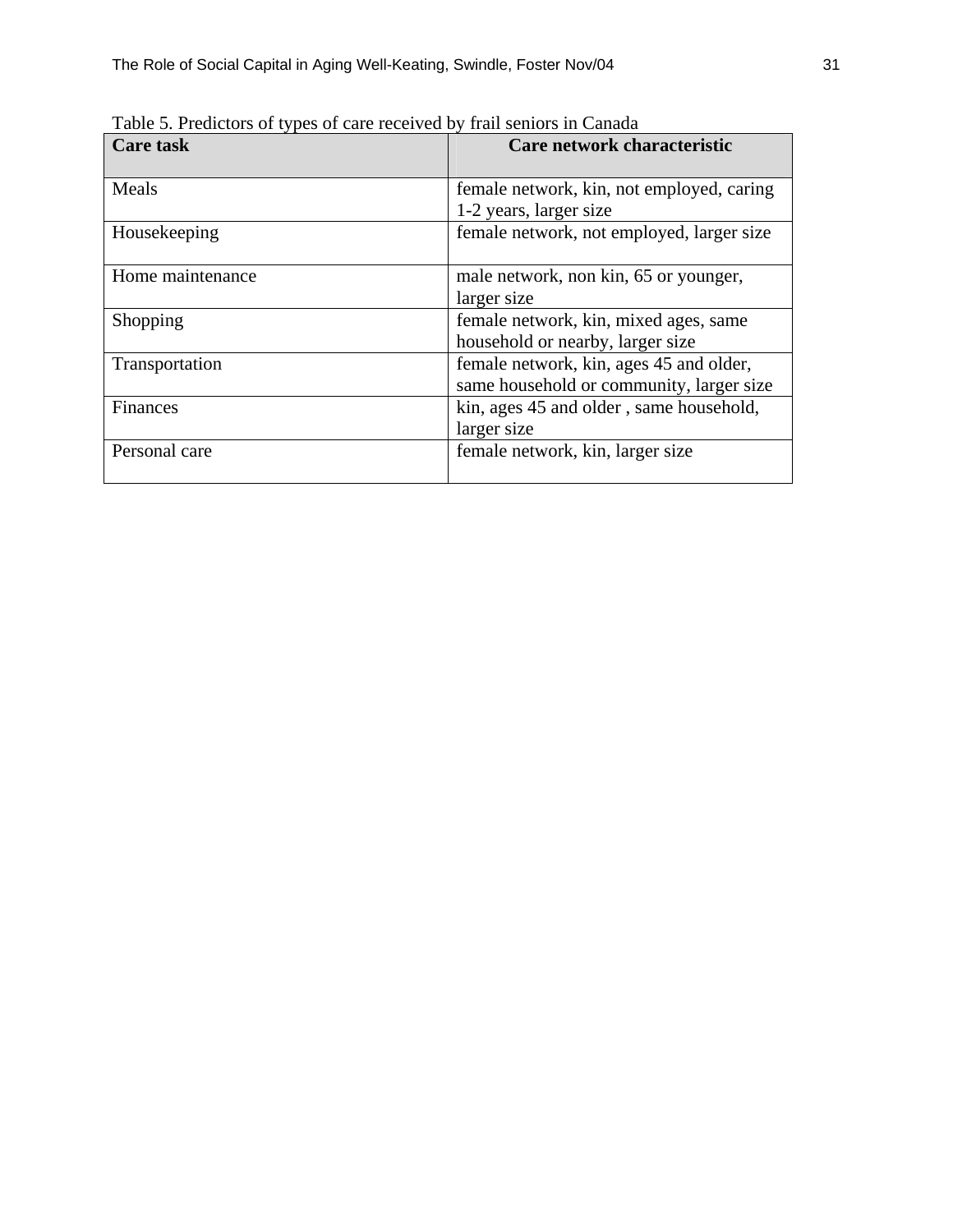Table 5. Predictors of types of care received by frail seniors in Canada

| Care task | Care network characteristic |
|---|---|
| Meals | female network, kin, not employed, caring 1-2 years, larger size |
| Housekeeping | female network, not employed, larger size |
| Home maintenance | male network, non kin, 65 or younger, larger size |
| Shopping | female network, kin, mixed ages, same household or nearby, larger size |
| Transportation | female network, kin, ages 45 and older, same household or community, larger size |
| Finances | kin, ages 45 and older , same household, larger size |
| Personal care | female network, kin, larger size |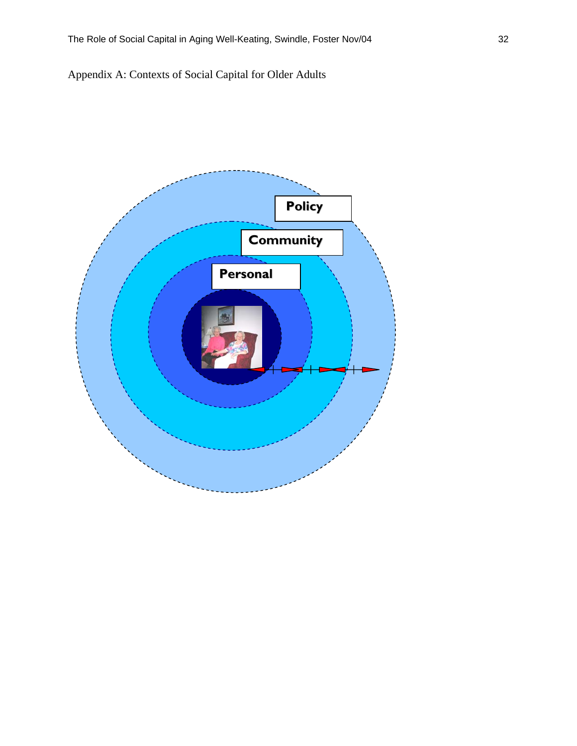Appendix A: Contexts of Social Capital for Older Adults

Policy

Community

Personal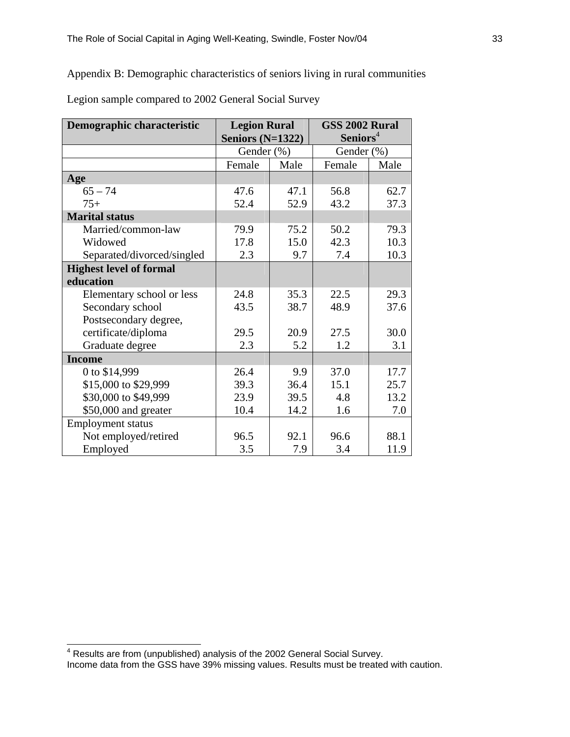Appendix B: Demographic characteristics of seniors living in rural communities

Legion sample compared to 2002 General Social Survey

| **Demographic characteristic** | **Legion Rural Seniors (N=1322)** | | **GSS 2002 Rural Seniors**[4] | |
|---|---|---|---|---|
| | Gender (%) | | Gender (%) | |
| | Female | Male | Female | Male |
| **Age** | | | | |
| 65 – 74 | 47.6 | 47.1 | 56.8 | 62.7 |
| 75+ | 52.4 | 52.9 | 43.2 | 37.3 |
| **Marital status** | | | | |
| Married/common-law | 79.9 | 75.2 | 50.2 | 79.3 |
| Widowed | 17.8 | 15.0 | 42.3 | 10.3 |
| Separated/divorced/singled | 2.3 | 9.7 | 7.4 | 10.3 |
| **Highest level of formal education** | | | | |
| Elementary school or less | 24.8 | 35.3 | 22.5 | 29.3 |
| Secondary school | 43.5 | 38.7 | 48.9 | 37.6 |
| Postsecondary degree, certificate/diploma | 29.5 | 20.9 | 27.5 | 30.0 |
| Graduate degree | 2.3 | 5.2 | 1.2 | 3.1 |
| **Income** | | | | |
| 0 to $14,999 | 26.4 | 9.9 | 37.0 | 17.7 |
| $15,000 to $29,999 | 39.3 | 36.4 | 15.1 | 25.7 |
| $30,000 to $49,999 | 23.9 | 39.5 | 4.8 | 13.2 |
| $50,000 and greater | 10.4 | 14.2 | 1.6 | 7.0 |
| Employment status | | | | |
| Not employed/retired | 96.5 | 92.1 | 96.6 | 88.1 |
| Employed | 3.5 | 7.9 | 3.4 | 11.9 |

[4] Results are from (unpublished) analysis of the 2002 General Social Survey.
Income data from the GSS have 39% missing values. Results must be treated with caution.